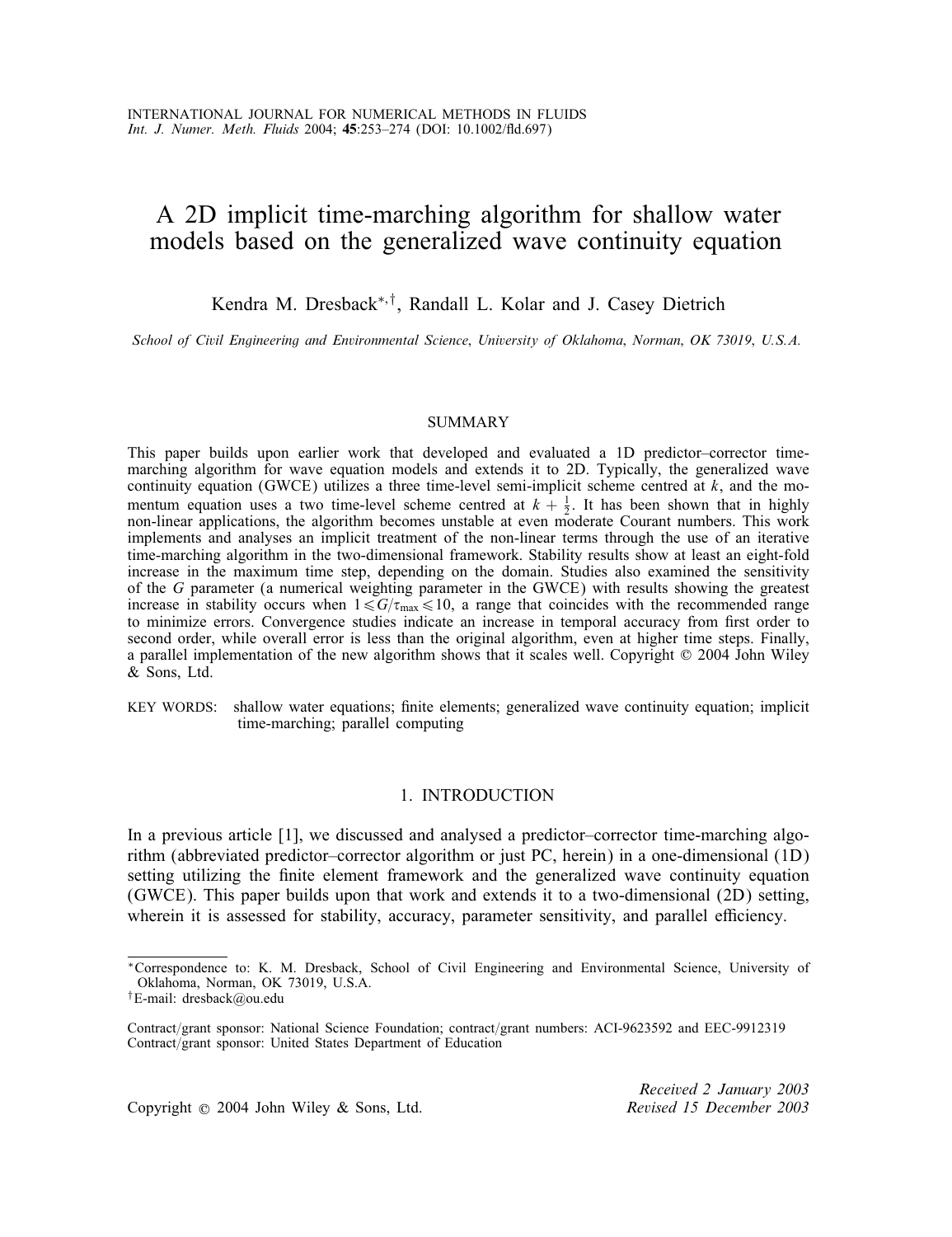# A 2D implicit time-marching algorithm for shallow water models based on the generalized wave continuity equation

Kendra M. Dresback[*,†], Randall L. Kolar and J. Casey Dietrich

*School of Civil Engineering and Environmental Science, University of Oklahoma, Norman, OK 73019, U.S.A.*

## SUMMARY

This paper builds upon earlier work that developed and evaluated a 1D predictor–corrector time-marching algorithm for wave equation models and extends it to 2D. Typically, the generalized wave continuity equation (GWCE) utilizes a three time-level semi-implicit scheme centred at $k$, and the momentum equation uses a two time-level scheme centred at $k + \frac{1}{2}$. It has been shown that in highly non-linear applications, the algorithm becomes unstable at even moderate Courant numbers. This work implements and analyses an implicit treatment of the non-linear terms through the use of an iterative time-marching algorithm in the two-dimensional framework. Stability results show at least an eight-fold increase in the maximum time step, depending on the domain. Studies also examined the sensitivity of the $G$ parameter (a numerical weighting parameter in the GWCE) with results showing the greatest increase in stability occurs when $1 \leqslant G/\tau_{\max} \leqslant 10$, a range that coincides with the recommended range to minimize errors. Convergence studies indicate an increase in temporal accuracy from first order to second order, while overall error is less than the original algorithm, even at higher time steps. Finally, a parallel implementation of the new algorithm shows that it scales well. Copyright © 2004 John Wiley & Sons, Ltd.

KEY WORDS: shallow water equations; finite elements; generalized wave continuity equation; implicit time-marching; parallel computing

## 1. INTRODUCTION

In a previous article [1], we discussed and analysed a predictor–corrector time-marching algorithm (abbreviated predictor–corrector algorithm or just PC, herein) in a one-dimensional (1D) setting utilizing the finite element framework and the generalized wave continuity equation (GWCE). This paper builds upon that work and extends it to a two-dimensional (2D) setting, wherein it is assessed for stability, accuracy, parameter sensitivity, and parallel efficiency.

---

*Correspondence to: K. M. Dresback, School of Civil Engineering and Environmental Science, University of Oklahoma, Norman, OK 73019, U.S.A.

†E-mail: dresback@ou.edu

Contract/grant sponsor: National Science Foundation; contract/grant numbers: ACI-9623592 and EEC-9912319

Contract/grant sponsor: United States Department of Education

Copyright © 2004 John Wiley & Sons, Ltd.

*Received 2 January 2003*
*Revised 15 December 2003*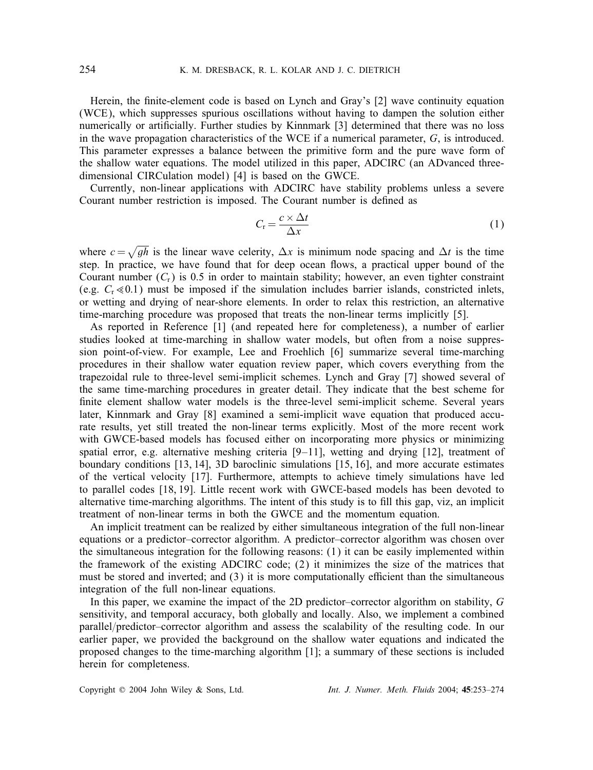Herein, the finite-element code is based on Lynch and Gray's [2] wave continuity equation (WCE), which suppresses spurious oscillations without having to dampen the solution either numerically or artificially. Further studies by Kinnmark [3] determined that there was no loss in the wave propagation characteristics of the WCE if a numerical parameter, $G$, is introduced. This parameter expresses a balance between the primitive form and the pure wave form of the shallow water equations. The model utilized in this paper, ADCIRC (an ADvanced three-dimensional CIRCulation model) [4] is based on the GWCE.

Currently, non-linear applications with ADCIRC have stability problems unless a severe Courant number restriction is imposed. The Courant number is defined as

$$C_{\mathrm{r}} = \frac{c \times \Delta t}{\Delta x} \tag{1}$$

where $c = \sqrt{gh}$ is the linear wave celerity, $\Delta x$ is minimum node spacing and $\Delta t$ is the time step. In practice, we have found that for deep ocean flows, a practical upper bound of the Courant number ($C_{\mathrm{r}}$) is 0.5 in order to maintain stability; however, an even tighter constraint (e.g. $C_{\mathrm{r}} \ll 0.1$) must be imposed if the simulation includes barrier islands, constricted inlets, or wetting and drying of near-shore elements. In order to relax this restriction, an alternative time-marching procedure was proposed that treats the non-linear terms implicitly [5].

As reported in Reference [1] (and repeated here for completeness), a number of earlier studies looked at time-marching in shallow water models, but often from a noise suppression point-of-view. For example, Lee and Froehlich [6] summarize several time-marching procedures in their shallow water equation review paper, which covers everything from the trapezoidal rule to three-level semi-implicit schemes. Lynch and Gray [7] showed several of the same time-marching procedures in greater detail. They indicate that the best scheme for finite element shallow water models is the three-level semi-implicit scheme. Several years later, Kinnmark and Gray [8] examined a semi-implicit wave equation that produced accurate results, yet still treated the non-linear terms explicitly. Most of the more recent work with GWCE-based models has focused either on incorporating more physics or minimizing spatial error, e.g. alternative meshing criteria [9–11], wetting and drying [12], treatment of boundary conditions [13, 14], 3D baroclinic simulations [15, 16], and more accurate estimates of the vertical velocity [17]. Furthermore, attempts to achieve timely simulations have led to parallel codes [18, 19]. Little recent work with GWCE-based models has been devoted to alternative time-marching algorithms. The intent of this study is to fill this gap, viz, an implicit treatment of non-linear terms in both the GWCE and the momentum equation.

An implicit treatment can be realized by either simultaneous integration of the full non-linear equations or a predictor–corrector algorithm. A predictor–corrector algorithm was chosen over the simultaneous integration for the following reasons: (1) it can be easily implemented within the framework of the existing ADCIRC code; (2) it minimizes the size of the matrices that must be stored and inverted; and (3) it is more computationally efficient than the simultaneous integration of the full non-linear equations.

In this paper, we examine the impact of the 2D predictor–corrector algorithm on stability, $G$ sensitivity, and temporal accuracy, both globally and locally. Also, we implement a combined parallel/predictor–corrector algorithm and assess the scalability of the resulting code. In our earlier paper, we provided the background on the shallow water equations and indicated the proposed changes to the time-marching algorithm [1]; a summary of these sections is included herein for completeness.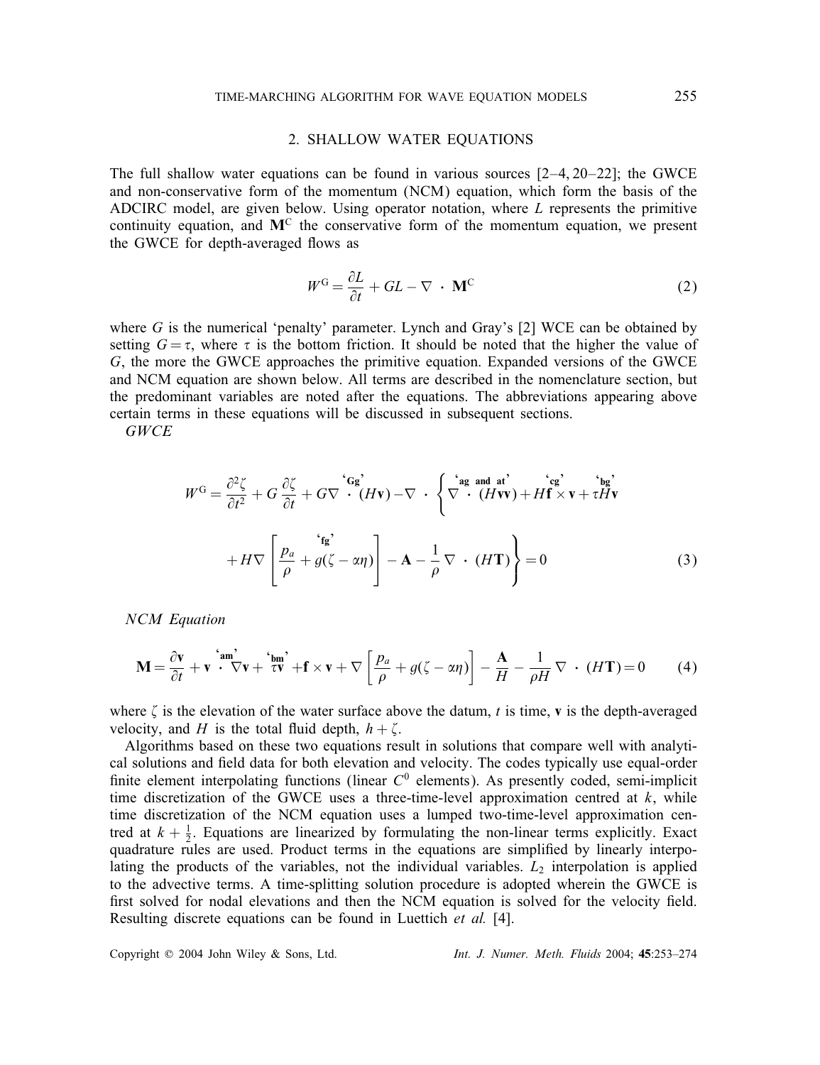## 2. SHALLOW WATER EQUATIONS

The full shallow water equations can be found in various sources [2–4, 20–22]; the GWCE and non-conservative form of the momentum (NCM) equation, which form the basis of the ADCIRC model, are given below. Using operator notation, where $L$ represents the primitive continuity equation, and $\mathbf{M}^{\mathrm{C}}$ the conservative form of the momentum equation, we present the GWCE for depth-averaged flows as

$$W^{\mathrm{G}} = \frac{\partial L}{\partial t} + GL - \nabla \cdot \mathbf{M}^{\mathrm{C}} \tag{2}$$

where $G$ is the numerical 'penalty' parameter. Lynch and Gray's [2] WCE can be obtained by setting $G = \tau$, where $\tau$ is the bottom friction. It should be noted that the higher the value of $G$, the more the GWCE approaches the primitive equation. Expanded versions of the GWCE and NCM equation are shown below. All terms are described in the nomenclature section, but the predominant variables are noted after the equations. The abbreviations appearing above certain terms in these equations will be discussed in subsequent sections.

*GWCE*

$$W^{\mathrm{G}} = \frac{\partial^2 \zeta}{\partial t^2} + G\frac{\partial \zeta}{\partial t} + G\nabla \overset{\text{'Gg'}}{\cdot} (H\mathbf{v}) - \nabla \cdot \left\{ \overset{\text{'ag and at'}}{\nabla \cdot} (H\mathbf{v}\mathbf{v}) + H\overset{\text{'cg'}}{\mathbf{f}} \times \mathbf{v} + \tau \overset{\text{'bg'}}{H}\mathbf{v} \right.$$

$$\left. + H\nabla \left[ \overset{\text{'fg'}}{\frac{p_a}{\rho}} + g(\zeta - \alpha\eta) \right] - \mathbf{A} - \frac{1}{\rho}\nabla \cdot (H\mathbf{T}) \right\} = 0 \tag{3}$$

*NCM Equation*

$$\mathbf{M} = \frac{\partial \mathbf{v}}{\partial t} + \mathbf{v} \overset{\text{'am'}}{\cdot} \nabla \mathbf{v} + \overset{\text{'bm'}}{\tau \mathbf{v}} + \mathbf{f} \times \mathbf{v} + \nabla \left[ \frac{p_a}{\rho} + g(\zeta - \alpha\eta) \right] - \frac{\mathbf{A}}{H} - \frac{1}{\rho H}\nabla \cdot (H\mathbf{T}) = 0 \tag{4}$$

where $\zeta$ is the elevation of the water surface above the datum, $t$ is time, $\mathbf{v}$ is the depth-averaged velocity, and $H$ is the total fluid depth, $h + \zeta$.

Algorithms based on these two equations result in solutions that compare well with analytical solutions and field data for both elevation and velocity. The codes typically use equal-order finite element interpolating functions (linear $C^0$ elements). As presently coded, semi-implicit time discretization of the GWCE uses a three-time-level approximation centred at $k$, while time discretization of the NCM equation uses a lumped two-time-level approximation centred at $k + \frac{1}{2}$. Equations are linearized by formulating the non-linear terms explicitly. Exact quadrature rules are used. Product terms in the equations are simplified by linearly interpolating the products of the variables, not the individual variables. $L_2$ interpolation is applied to the advective terms. A time-splitting solution procedure is adopted wherein the GWCE is first solved for nodal elevations and then the NCM equation is solved for the velocity field. Resulting discrete equations can be found in Luettich *et al.* [4].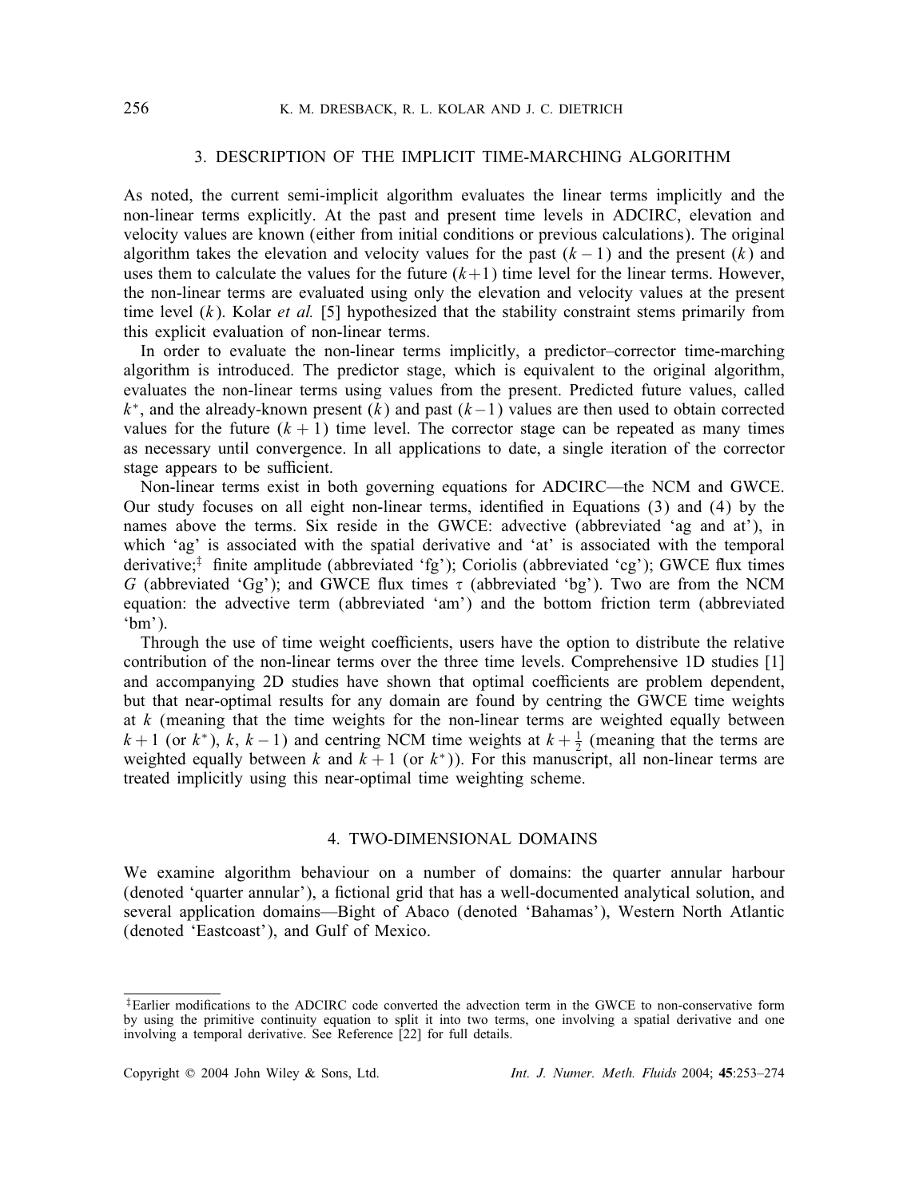## 3. DESCRIPTION OF THE IMPLICIT TIME-MARCHING ALGORITHM

As noted, the current semi-implicit algorithm evaluates the linear terms implicitly and the non-linear terms explicitly. At the past and present time levels in ADCIRC, elevation and velocity values are known (either from initial conditions or previous calculations). The original algorithm takes the elevation and velocity values for the past $(k-1)$ and the present $(k)$ and uses them to calculate the values for the future $(k+1)$ time level for the linear terms. However, the non-linear terms are evaluated using only the elevation and velocity values at the present time level $(k)$. Kolar *et al.* [5] hypothesized that the stability constraint stems primarily from this explicit evaluation of non-linear terms.

In order to evaluate the non-linear terms implicitly, a predictor–corrector time-marching algorithm is introduced. The predictor stage, which is equivalent to the original algorithm, evaluates the non-linear terms using values from the present. Predicted future values, called $k^*$, and the already-known present $(k)$ and past $(k-1)$ values are then used to obtain corrected values for the future $(k+1)$ time level. The corrector stage can be repeated as many times as necessary until convergence. In all applications to date, a single iteration of the corrector stage appears to be sufficient.

Non-linear terms exist in both governing equations for ADCIRC—the NCM and GWCE. Our study focuses on all eight non-linear terms, identified in Equations (3) and (4) by the names above the terms. Six reside in the GWCE: advective (abbreviated 'ag and at'), in which 'ag' is associated with the spatial derivative and 'at' is associated with the temporal derivative;[‡] finite amplitude (abbreviated 'fg'); Coriolis (abbreviated 'cg'); GWCE flux times $G$ (abbreviated 'Gg'); and GWCE flux times $\tau$ (abbreviated 'bg'). Two are from the NCM equation: the advective term (abbreviated 'am') and the bottom friction term (abbreviated 'bm').

Through the use of time weight coefficients, users have the option to distribute the relative contribution of the non-linear terms over the three time levels. Comprehensive 1D studies [1] and accompanying 2D studies have shown that optimal coefficients are problem dependent, but that near-optimal results for any domain are found by centring the GWCE time weights at $k$ (meaning that the time weights for the non-linear terms are weighted equally between $k+1$ (or $k^*$), $k$, $k-1$) and centring NCM time weights at $k+\frac{1}{2}$ (meaning that the terms are weighted equally between $k$ and $k+1$ (or $k^*$)). For this manuscript, all non-linear terms are treated implicitly using this near-optimal time weighting scheme.

## 4. TWO-DIMENSIONAL DOMAINS

We examine algorithm behaviour on a number of domains: the quarter annular harbour (denoted 'quarter annular'), a fictional grid that has a well-documented analytical solution, and several application domains—Bight of Abaco (denoted 'Bahamas'), Western North Atlantic (denoted 'Eastcoast'), and Gulf of Mexico.

[‡] Earlier modifications to the ADCIRC code converted the advection term in the GWCE to non-conservative form by using the primitive continuity equation to split it into two terms, one involving a spatial derivative and one involving a temporal derivative. See Reference [22] for full details.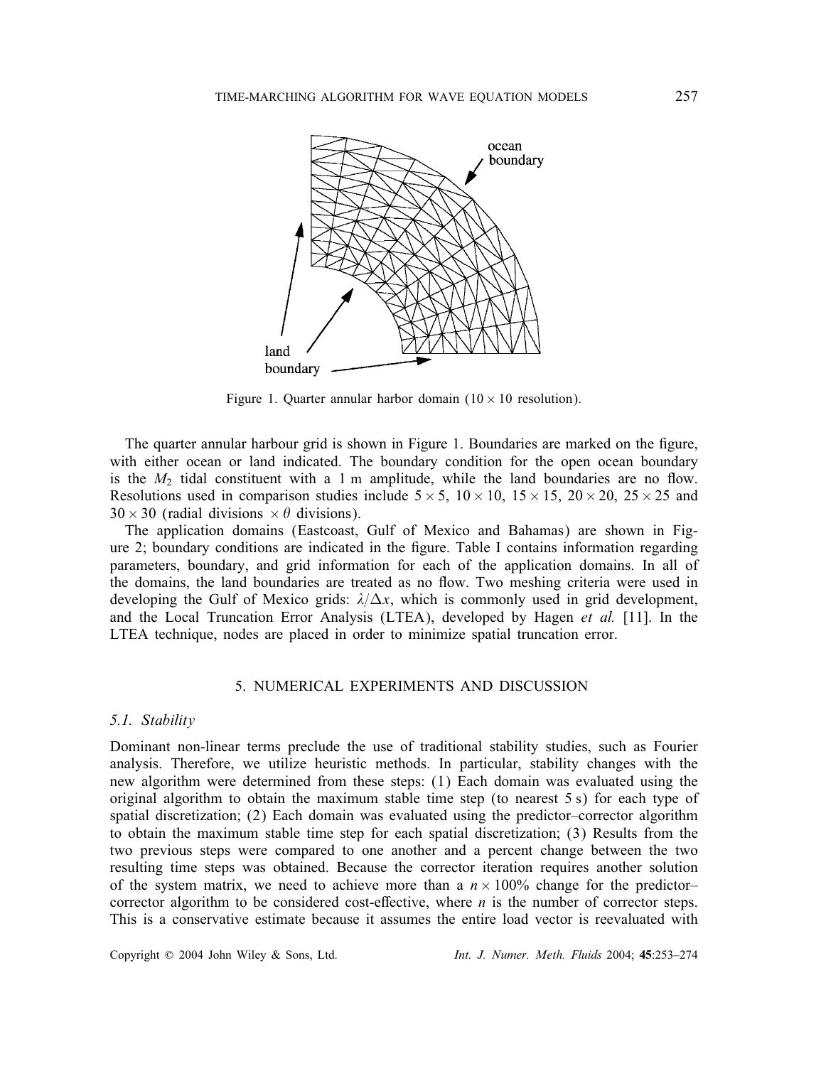Figure 1. Quarter annular harbor domain ($10 \times 10$ resolution).

The quarter annular harbour grid is shown in Figure 1. Boundaries are marked on the figure, with either ocean or land indicated. The boundary condition for the open ocean boundary is the $M_2$ tidal constituent with a 1 m amplitude, while the land boundaries are no flow. Resolutions used in comparison studies include $5 \times 5$, $10 \times 10$, $15 \times 15$, $20 \times 20$, $25 \times 25$ and $30 \times 30$ (radial divisions $\times\ \theta$ divisions).

The application domains (Eastcoast, Gulf of Mexico and Bahamas) are shown in Figure 2; boundary conditions are indicated in the figure. Table I contains information regarding parameters, boundary, and grid information for each of the application domains. In all of the domains, the land boundaries are treated as no flow. Two meshing criteria were used in developing the Gulf of Mexico grids: $\lambda/\Delta x$, which is commonly used in grid development, and the Local Truncation Error Analysis (LTEA), developed by Hagen *et al.* [11]. In the LTEA technique, nodes are placed in order to minimize spatial truncation error.

## 5. NUMERICAL EXPERIMENTS AND DISCUSSION

### *5.1. Stability*

Dominant non-linear terms preclude the use of traditional stability studies, such as Fourier analysis. Therefore, we utilize heuristic methods. In particular, stability changes with the new algorithm were determined from these steps: (1) Each domain was evaluated using the original algorithm to obtain the maximum stable time step (to nearest 5 s) for each type of spatial discretization; (2) Each domain was evaluated using the predictor–corrector algorithm to obtain the maximum stable time step for each spatial discretization; (3) Results from the two previous steps were compared to one another and a percent change between the two resulting time steps was obtained. Because the corrector iteration requires another solution of the system matrix, we need to achieve more than a $n \times 100\%$ change for the predictor–corrector algorithm to be considered cost-effective, where $n$ is the number of corrector steps. This is a conservative estimate because it assumes the entire load vector is reevaluated with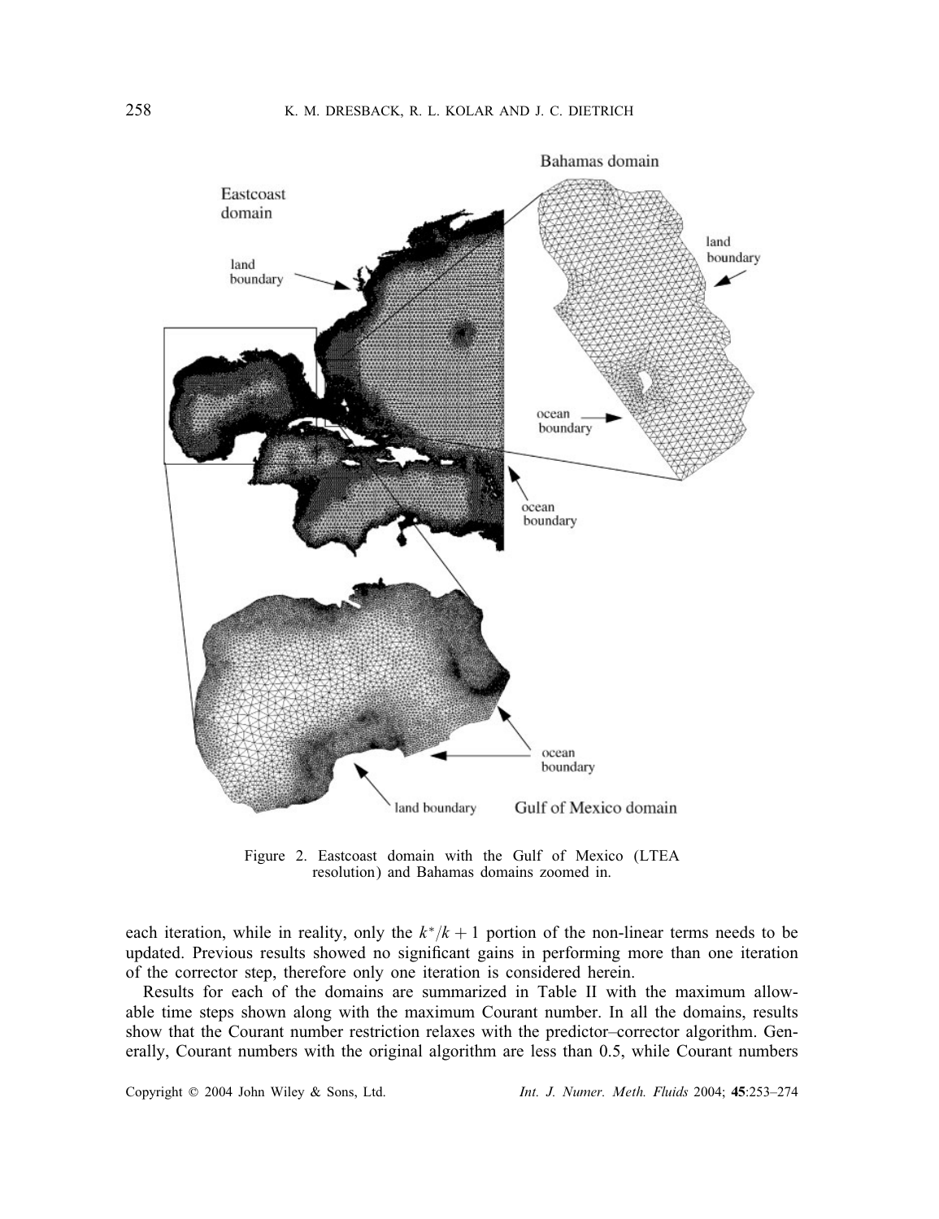Figure 2. Eastcoast domain with the Gulf of Mexico (LTEA resolution) and Bahamas domains zoomed in.

each iteration, while in reality, only the $k^*/k+1$ portion of the non-linear terms needs to be updated. Previous results showed no significant gains in performing more than one iteration of the corrector step, therefore only one iteration is considered herein.

Results for each of the domains are summarized in Table II with the maximum allowable time steps shown along with the maximum Courant number. In all the domains, results show that the Courant number restriction relaxes with the predictor–corrector algorithm. Generally, Courant numbers with the original algorithm are less than 0.5, while Courant numbers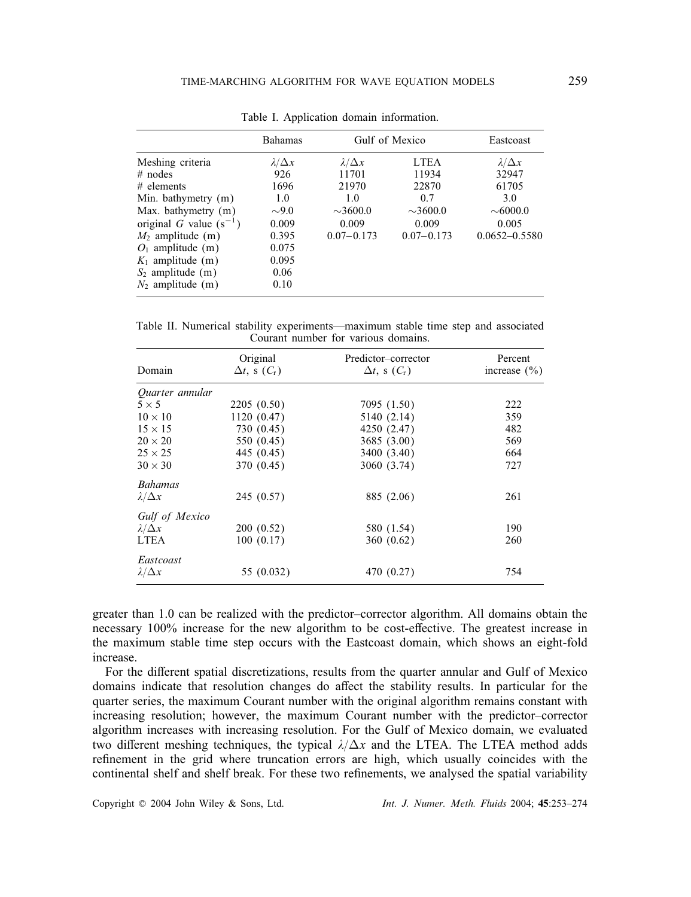Table I. Application domain information.

| | Bahamas | Gulf of Mexico | | Eastcoast |
|---|---|---|---|---|
| Meshing criteria | $\lambda/\Delta x$ | $\lambda/\Delta x$ | LTEA | $\lambda/\Delta x$ |
| # nodes | 926 | 11701 | 11934 | 32947 |
| # elements | 1696 | 21970 | 22870 | 61705 |
| Min. bathymetry (m) | 1.0 | 1.0 | 0.7 | 3.0 |
| Max. bathymetry (m) | ∼9.0 | ∼3600.0 | ∼3600.0 | ∼6000.0 |
| original $G$ value ($s^{-1}$) | 0.009 | 0.009 | 0.009 | 0.005 |
| $M_2$ amplitude (m) | 0.395 | 0.07–0.173 | 0.07–0.173 | 0.0652–0.5580 |
| $O_1$ amplitude (m) | 0.075 | | | |
| $K_1$ amplitude (m) | 0.095 | | | |
| $S_2$ amplitude (m) | 0.06 | | | |
| $N_2$ amplitude (m) | 0.10 | | | |

Table II. Numerical stability experiments—maximum stable time step and associated Courant number for various domains.

| Domain | Original $\Delta t$, s ($C_r$) | Predictor–corrector $\Delta t$, s ($C_r$) | Percent increase (%) |
|---|---|---|---|
| *Quarter annular* | | | |
| $5 \times 5$ | 2205 (0.50) | 7095 (1.50) | 222 |
| $10 \times 10$ | 1120 (0.47) | 5140 (2.14) | 359 |
| $15 \times 15$ | 730 (0.45) | 4250 (2.47) | 482 |
| $20 \times 20$ | 550 (0.45) | 3685 (3.00) | 569 |
| $25 \times 25$ | 445 (0.45) | 3400 (3.40) | 664 |
| $30 \times 30$ | 370 (0.45) | 3060 (3.74) | 727 |
| *Bahamas* | | | |
| $\lambda/\Delta x$ | 245 (0.57) | 885 (2.06) | 261 |
| *Gulf of Mexico* | | | |
| $\lambda/\Delta x$ | 200 (0.52) | 580 (1.54) | 190 |
| LTEA | 100 (0.17) | 360 (0.62) | 260 |
| *Eastcoast* | | | |
| $\lambda/\Delta x$ | 55 (0.032) | 470 (0.27) | 754 |

greater than 1.0 can be realized with the predictor–corrector algorithm. All domains obtain the necessary 100% increase for the new algorithm to be cost-effective. The greatest increase in the maximum stable time step occurs with the Eastcoast domain, which shows an eight-fold increase.

For the different spatial discretizations, results from the quarter annular and Gulf of Mexico domains indicate that resolution changes do affect the stability results. In particular for the quarter series, the maximum Courant number with the original algorithm remains constant with increasing resolution; however, the maximum Courant number with the predictor–corrector algorithm increases with increasing resolution. For the Gulf of Mexico domain, we evaluated two different meshing techniques, the typical $\lambda/\Delta x$ and the LTEA. The LTEA method adds refinement in the grid where truncation errors are high, which usually coincides with the continental shelf and shelf break. For these two refinements, we analysed the spatial variability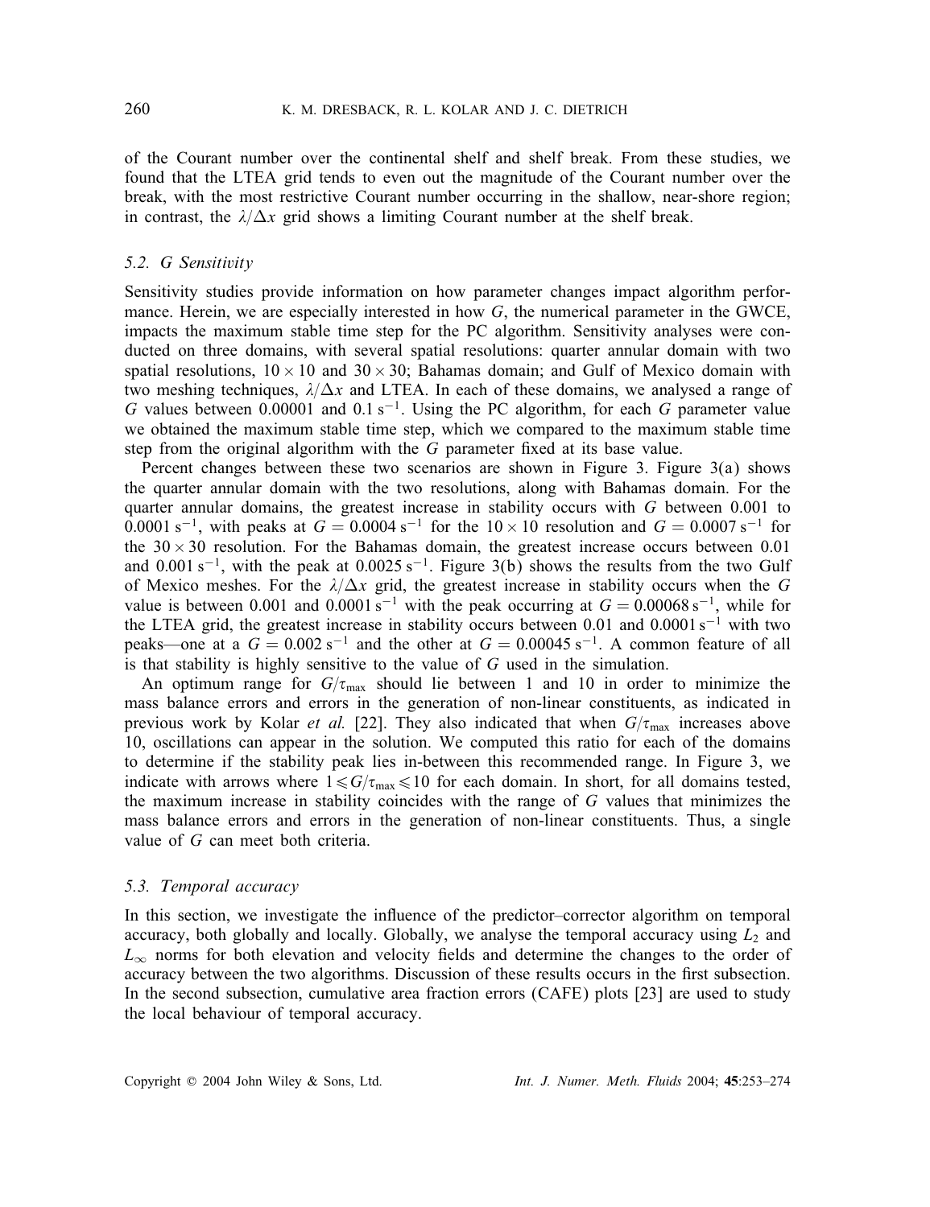of the Courant number over the continental shelf and shelf break. From these studies, we found that the LTEA grid tends to even out the magnitude of the Courant number over the break, with the most restrictive Courant number occurring in the shallow, near-shore region; in contrast, the $\lambda/\Delta x$ grid shows a limiting Courant number at the shelf break.

### 5.2. *G Sensitivity*

Sensitivity studies provide information on how parameter changes impact algorithm performance. Herein, we are especially interested in how $G$, the numerical parameter in the GWCE, impacts the maximum stable time step for the PC algorithm. Sensitivity analyses were conducted on three domains, with several spatial resolutions: quarter annular domain with two spatial resolutions, $10 \times 10$ and $30 \times 30$; Bahamas domain; and Gulf of Mexico domain with two meshing techniques, $\lambda/\Delta x$ and LTEA. In each of these domains, we analysed a range of $G$ values between 0.00001 and $0.1\,\mathrm{s}^{-1}$. Using the PC algorithm, for each $G$ parameter value we obtained the maximum stable time step, which we compared to the maximum stable time step from the original algorithm with the $G$ parameter fixed at its base value.

Percent changes between these two scenarios are shown in Figure 3. Figure 3(a) shows the quarter annular domain with the two resolutions, along with Bahamas domain. For the quarter annular domains, the greatest increase in stability occurs with $G$ between 0.001 to $0.0001\,\mathrm{s}^{-1}$, with peaks at $G = 0.0004\,\mathrm{s}^{-1}$ for the $10 \times 10$ resolution and $G = 0.0007\,\mathrm{s}^{-1}$ for the $30 \times 30$ resolution. For the Bahamas domain, the greatest increase occurs between 0.01 and $0.001\,\mathrm{s}^{-1}$, with the peak at $0.0025\,\mathrm{s}^{-1}$. Figure 3(b) shows the results from the two Gulf of Mexico meshes. For the $\lambda/\Delta x$ grid, the greatest increase in stability occurs when the $G$ value is between 0.001 and $0.0001\,\mathrm{s}^{-1}$ with the peak occurring at $G = 0.00068\,\mathrm{s}^{-1}$, while for the LTEA grid, the greatest increase in stability occurs between 0.01 and $0.0001\,\mathrm{s}^{-1}$ with two peaks—one at a $G = 0.002\,\mathrm{s}^{-1}$ and the other at $G = 0.00045\,\mathrm{s}^{-1}$. A common feature of all is that stability is highly sensitive to the value of $G$ used in the simulation.

An optimum range for $G/\tau_{\max}$ should lie between 1 and 10 in order to minimize the mass balance errors and errors in the generation of non-linear constituents, as indicated in previous work by Kolar *et al.* [22]. They also indicated that when $G/\tau_{\max}$ increases above 10, oscillations can appear in the solution. We computed this ratio for each of the domains to determine if the stability peak lies in-between this recommended range. In Figure 3, we indicate with arrows where $1 \leqslant G/\tau_{\max} \leqslant 10$ for each domain. In short, for all domains tested, the maximum increase in stability coincides with the range of $G$ values that minimizes the mass balance errors and errors in the generation of non-linear constituents. Thus, a single value of $G$ can meet both criteria.

### 5.3. *Temporal accuracy*

In this section, we investigate the influence of the predictor–corrector algorithm on temporal accuracy, both globally and locally. Globally, we analyse the temporal accuracy using $L_2$ and $L_\infty$ norms for both elevation and velocity fields and determine the changes to the order of accuracy between the two algorithms. Discussion of these results occurs in the first subsection. In the second subsection, cumulative area fraction errors (CAFE) plots [23] are used to study the local behaviour of temporal accuracy.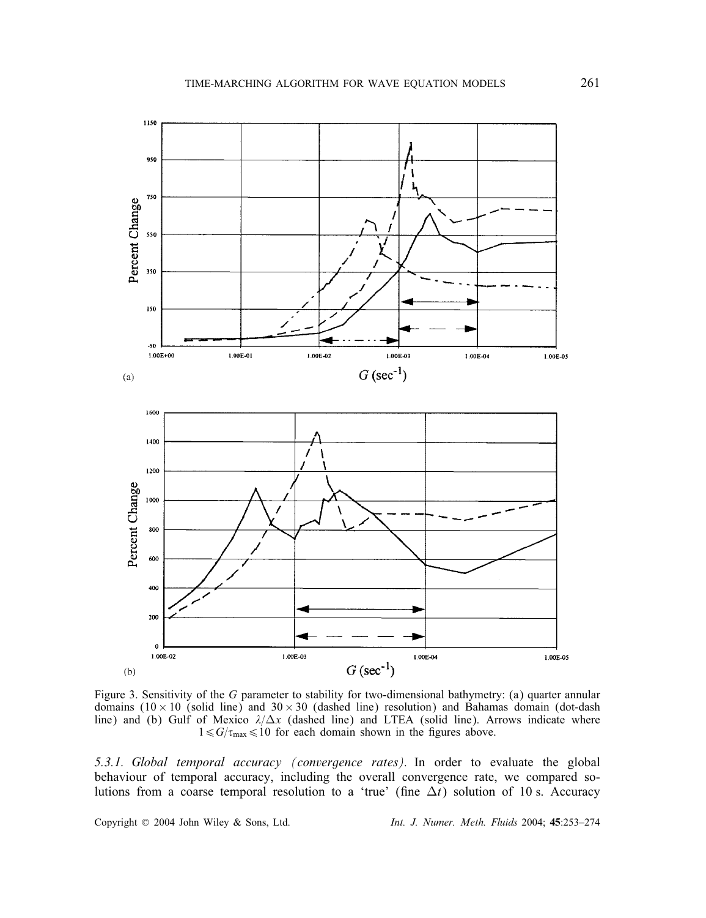Figure 3. Sensitivity of the $G$ parameter to stability for two-dimensional bathymetry: (a) quarter annular domains ($10 \times 10$ (solid line) and $30 \times 30$ (dashed line) resolution) and Bahamas domain (dot-dash line) and (b) Gulf of Mexico $\lambda/\Delta x$ (dashed line) and LTEA (solid line). Arrows indicate where $1 \leqslant G/\tau_{\max} \leqslant 10$ for each domain shown in the figures above.

*5.3.1. Global temporal accuracy (convergence rates).* In order to evaluate the global behaviour of temporal accuracy, including the overall convergence rate, we compared solutions from a coarse temporal resolution to a 'true' (fine $\Delta t$) solution of 10 s. Accuracy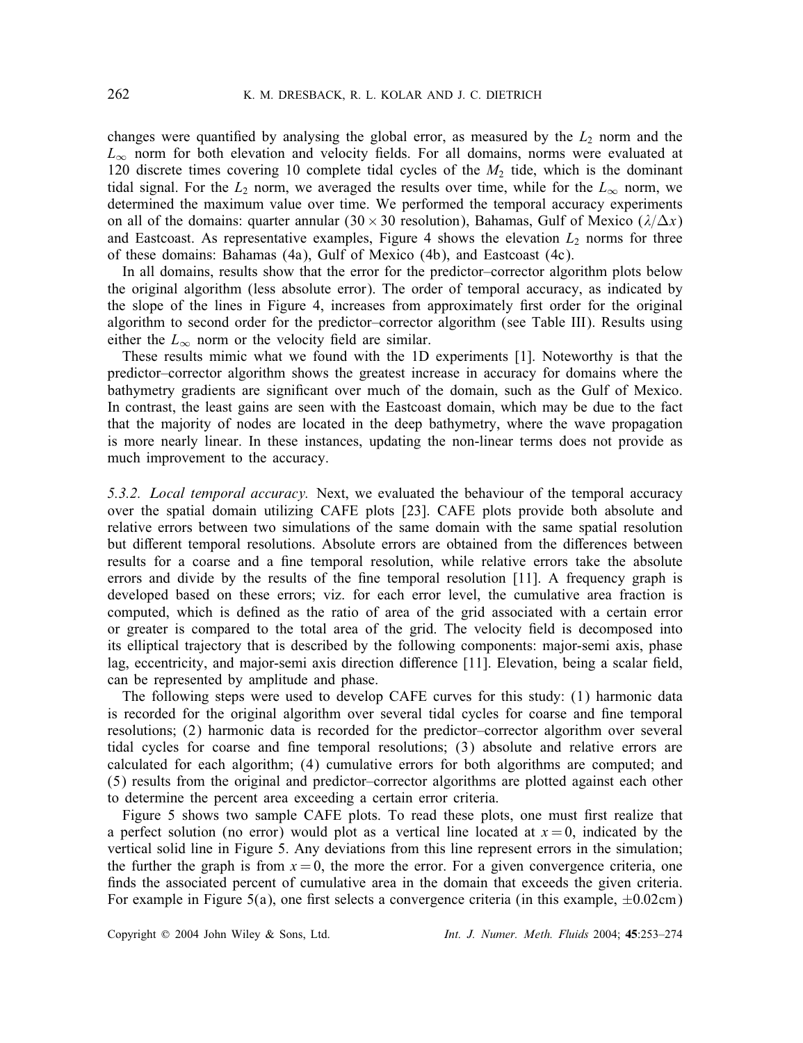changes were quantified by analysing the global error, as measured by the $L_2$ norm and the $L_\infty$ norm for both elevation and velocity fields. For all domains, norms were evaluated at 120 discrete times covering 10 complete tidal cycles of the $M_2$ tide, which is the dominant tidal signal. For the $L_2$ norm, we averaged the results over time, while for the $L_\infty$ norm, we determined the maximum value over time. We performed the temporal accuracy experiments on all of the domains: quarter annular ($30 \times 30$ resolution), Bahamas, Gulf of Mexico ($\lambda/\Delta x$) and Eastcoast. As representative examples, Figure 4 shows the elevation $L_2$ norms for three of these domains: Bahamas (4a), Gulf of Mexico (4b), and Eastcoast (4c).

In all domains, results show that the error for the predictor–corrector algorithm plots below the original algorithm (less absolute error). The order of temporal accuracy, as indicated by the slope of the lines in Figure 4, increases from approximately first order for the original algorithm to second order for the predictor–corrector algorithm (see Table III). Results using either the $L_\infty$ norm or the velocity field are similar.

These results mimic what we found with the 1D experiments [1]. Noteworthy is that the predictor–corrector algorithm shows the greatest increase in accuracy for domains where the bathymetry gradients are significant over much of the domain, such as the Gulf of Mexico. In contrast, the least gains are seen with the Eastcoast domain, which may be due to the fact that the majority of nodes are located in the deep bathymetry, where the wave propagation is more nearly linear. In these instances, updating the non-linear terms does not provide as much improvement to the accuracy.

*5.3.2. Local temporal accuracy.* Next, we evaluated the behaviour of the temporal accuracy over the spatial domain utilizing CAFE plots [23]. CAFE plots provide both absolute and relative errors between two simulations of the same domain with the same spatial resolution but different temporal resolutions. Absolute errors are obtained from the differences between results for a coarse and a fine temporal resolution, while relative errors take the absolute errors and divide by the results of the fine temporal resolution [11]. A frequency graph is developed based on these errors; viz. for each error level, the cumulative area fraction is computed, which is defined as the ratio of area of the grid associated with a certain error or greater is compared to the total area of the grid. The velocity field is decomposed into its elliptical trajectory that is described by the following components: major-semi axis, phase lag, eccentricity, and major-semi axis direction difference [11]. Elevation, being a scalar field, can be represented by amplitude and phase.

The following steps were used to develop CAFE curves for this study: (1) harmonic data is recorded for the original algorithm over several tidal cycles for coarse and fine temporal resolutions; (2) harmonic data is recorded for the predictor–corrector algorithm over several tidal cycles for coarse and fine temporal resolutions; (3) absolute and relative errors are calculated for each algorithm; (4) cumulative errors for both algorithms are computed; and (5) results from the original and predictor–corrector algorithms are plotted against each other to determine the percent area exceeding a certain error criteria.

Figure 5 shows two sample CAFE plots. To read these plots, one must first realize that a perfect solution (no error) would plot as a vertical line located at $x = 0$, indicated by the vertical solid line in Figure 5. Any deviations from this line represent errors in the simulation; the further the graph is from $x = 0$, the more the error. For a given convergence criteria, one finds the associated percent of cumulative area in the domain that exceeds the given criteria. For example in Figure 5(a), one first selects a convergence criteria (in this example, $\pm 0.02$cm)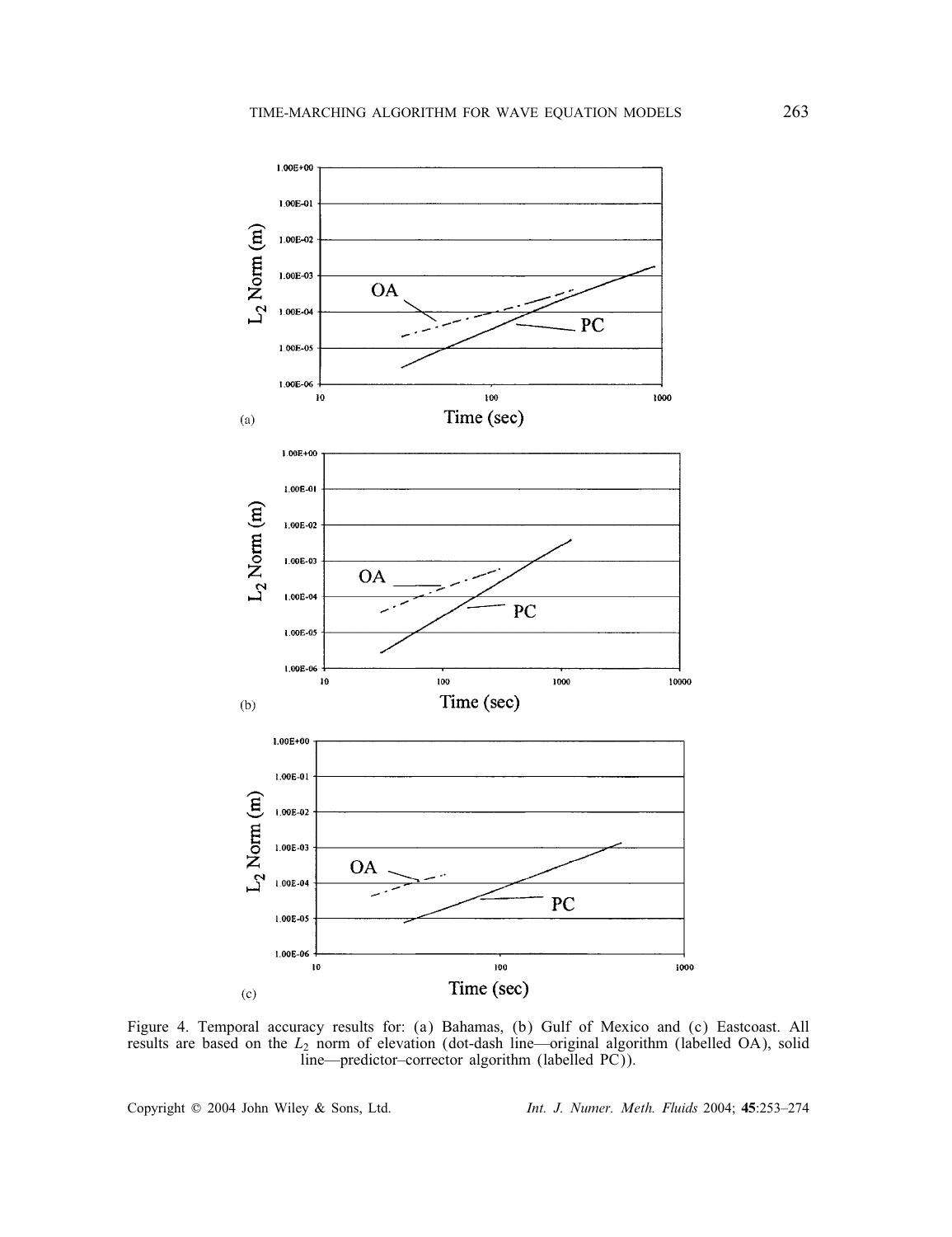Figure 4. Temporal accuracy results for: (a) Bahamas, (b) Gulf of Mexico and (c) Eastcoast. All results are based on the $L_2$ norm of elevation (dot-dash line—original algorithm (labelled OA), solid line—predictor–corrector algorithm (labelled PC)).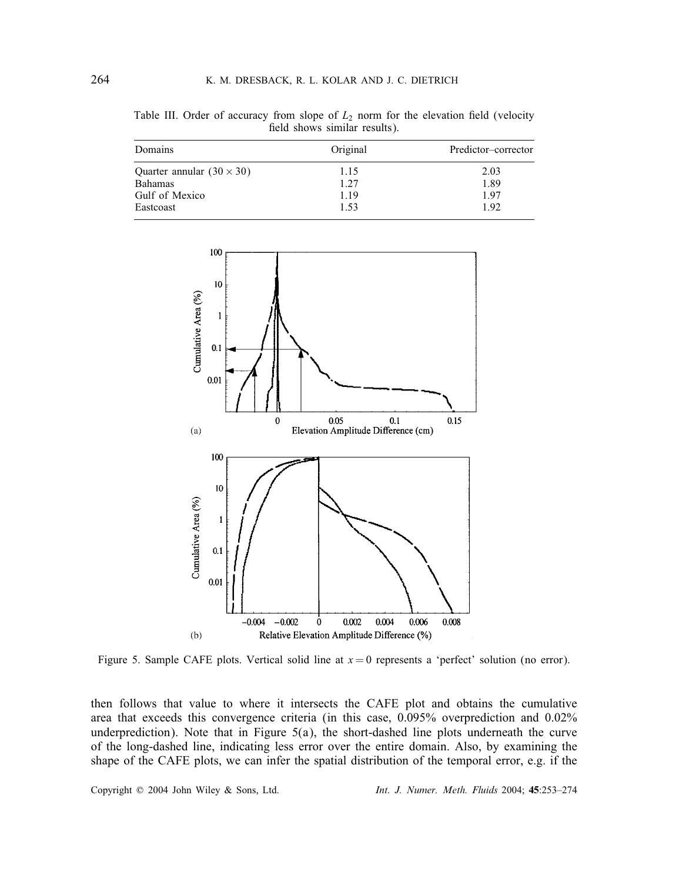Table III. Order of accuracy from slope of $L_2$ norm for the elevation field (velocity field shows similar results).

| Domains | Original | Predictor–corrector |
|---|---|---|
| Quarter annular $(30 \times 30)$ | 1.15 | 2.03 |
| Bahamas | 1.27 | 1.89 |
| Gulf of Mexico | 1.19 | 1.97 |
| Eastcoast | 1.53 | 1.92 |

Figure 5. Sample CAFE plots. Vertical solid line at $x = 0$ represents a 'perfect' solution (no error).

then follows that value to where it intersects the CAFE plot and obtains the cumulative area that exceeds this convergence criteria (in this case, 0.095% overprediction and 0.02% underprediction). Note that in Figure 5(a), the short-dashed line plots underneath the curve of the long-dashed line, indicating less error over the entire domain. Also, by examining the shape of the CAFE plots, we can infer the spatial distribution of the temporal error, e.g. if the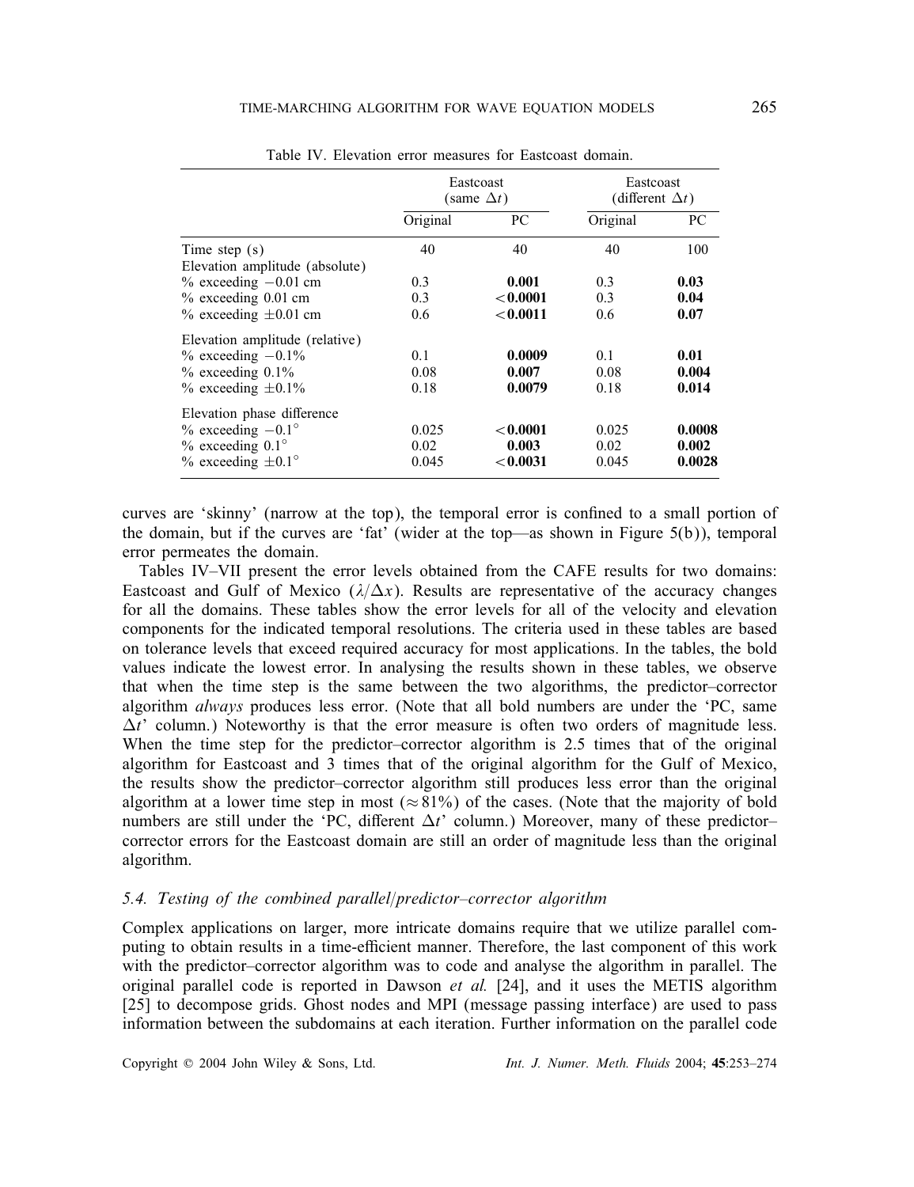Table IV. Elevation error measures for Eastcoast domain.

| | Eastcoast (same $\Delta t$) | | Eastcoast (different $\Delta t$) | |
|---|---|---|---|---|
| | Original | PC | Original | PC |
| Time step (s) | 40 | 40 | 40 | 100 |
| Elevation amplitude (absolute) | | | | |
| % exceeding $-0.01$ cm | 0.3 | **0.001** | 0.3 | **0.03** |
| % exceeding 0.01 cm | 0.3 | **$<$0.0001** | 0.3 | **0.04** |
| % exceeding $\pm 0.01$ cm | 0.6 | **$<$0.0011** | 0.6 | **0.07** |
| Elevation amplitude (relative) | | | | |
| % exceeding $-0.1$% | 0.1 | **0.0009** | 0.1 | **0.01** |
| % exceeding 0.1% | 0.08 | **0.007** | 0.08 | **0.004** |
| % exceeding $\pm 0.1$% | 0.18 | **0.0079** | 0.18 | **0.014** |
| Elevation phase difference | | | | |
| % exceeding $-0.1^{\circ}$ | 0.025 | **$<$0.0001** | 0.025 | **0.0008** |
| % exceeding $0.1^{\circ}$ | 0.02 | **0.003** | 0.02 | **0.002** |
| % exceeding $\pm 0.1^{\circ}$ | 0.045 | **$<$0.0031** | 0.045 | **0.0028** |

curves are 'skinny' (narrow at the top), the temporal error is confined to a small portion of the domain, but if the curves are 'fat' (wider at the top—as shown in Figure 5(b)), temporal error permeates the domain.

Tables IV–VII present the error levels obtained from the CAFE results for two domains: Eastcoast and Gulf of Mexico ($\lambda/\Delta x$). Results are representative of the accuracy changes for all the domains. These tables show the error levels for all of the velocity and elevation components for the indicated temporal resolutions. The criteria used in these tables are based on tolerance levels that exceed required accuracy for most applications. In the tables, the bold values indicate the lowest error. In analysing the results shown in these tables, we observe that when the time step is the same between the two algorithms, the predictor–corrector algorithm *always* produces less error. (Note that all bold numbers are under the 'PC, same $\Delta t$' column.) Noteworthy is that the error measure is often two orders of magnitude less. When the time step for the predictor–corrector algorithm is 2.5 times that of the original algorithm for Eastcoast and 3 times that of the original algorithm for the Gulf of Mexico, the results show the predictor–corrector algorithm still produces less error than the original algorithm at a lower time step in most ($\approx 81$%) of the cases. (Note that the majority of bold numbers are still under the 'PC, different $\Delta t$' column.) Moreover, many of these predictor–corrector errors for the Eastcoast domain are still an order of magnitude less than the original algorithm.

### *5.4. Testing of the combined parallel/predictor–corrector algorithm*

Complex applications on larger, more intricate domains require that we utilize parallel computing to obtain results in a time-efficient manner. Therefore, the last component of this work with the predictor–corrector algorithm was to code and analyse the algorithm in parallel. The original parallel code is reported in Dawson *et al.* [24], and it uses the METIS algorithm [25] to decompose grids. Ghost nodes and MPI (message passing interface) are used to pass information between the subdomains at each iteration. Further information on the parallel code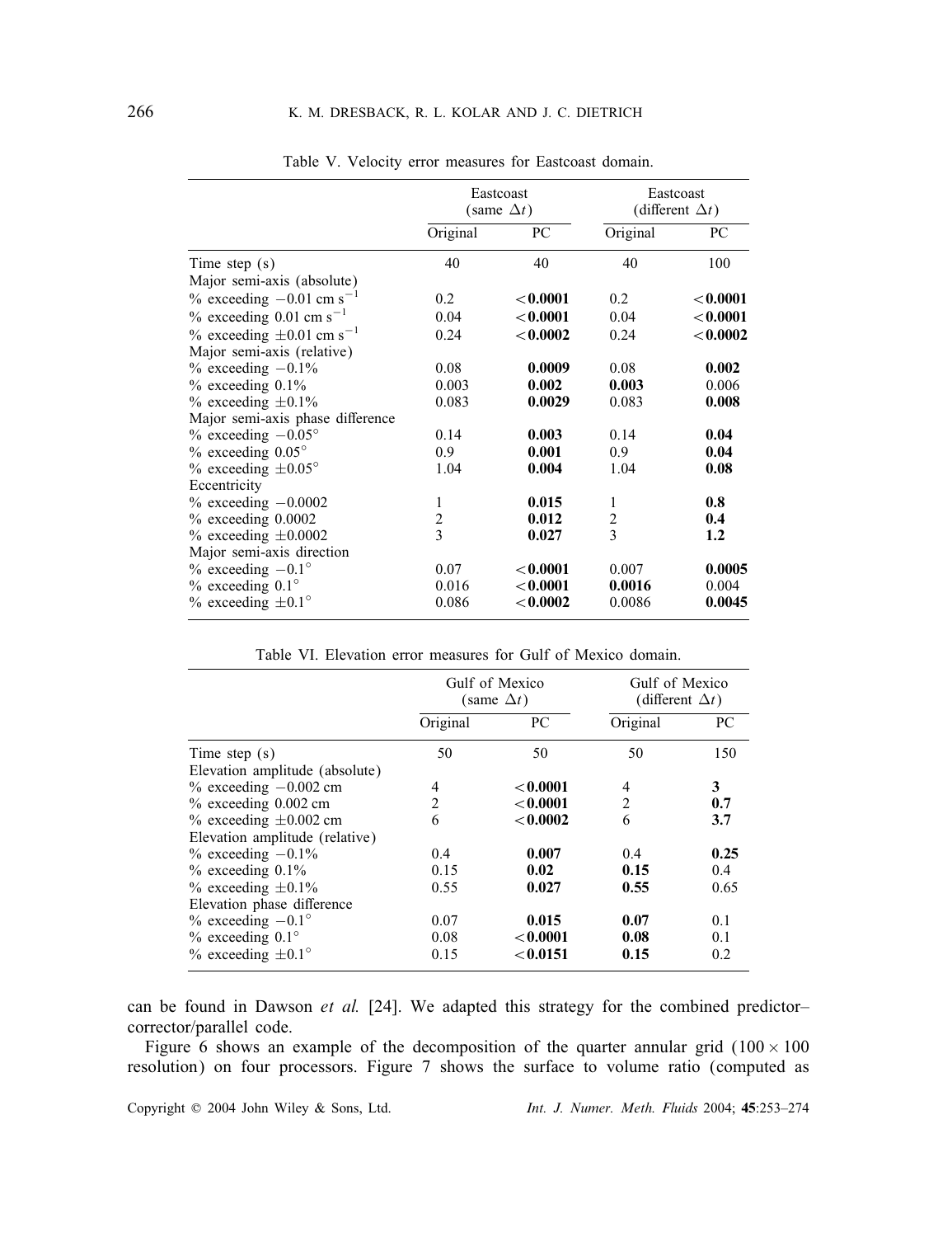Table V. Velocity error measures for Eastcoast domain.

| | Eastcoast (same $\Delta t$) | | Eastcoast (different $\Delta t$) | |
|---|---|---|---|---|
| | Original | PC | Original | PC |
| Time step (s) | 40 | 40 | 40 | 100 |
| Major semi-axis (absolute) | | | | |
| % exceeding $-0.01$ cm s$^{-1}$ | 0.2 | **<0.0001** | 0.2 | **<0.0001** |
| % exceeding 0.01 cm s$^{-1}$ | 0.04 | **<0.0001** | 0.04 | **<0.0001** |
| % exceeding $\pm 0.01$ cm s$^{-1}$ | 0.24 | **<0.0002** | 0.24 | **<0.0002** |
| Major semi-axis (relative) | | | | |
| % exceeding $-0.1\%$ | 0.08 | **0.0009** | 0.08 | **0.002** |
| % exceeding 0.1% | 0.003 | **0.002** | **0.003** | 0.006 |
| % exceeding $\pm 0.1\%$ | 0.083 | **0.0029** | 0.083 | **0.008** |
| Major semi-axis phase difference | | | | |
| % exceeding $-0.05^{\circ}$ | 0.14 | **0.003** | 0.14 | **0.04** |
| % exceeding $0.05^{\circ}$ | 0.9 | **0.001** | 0.9 | **0.04** |
| % exceeding $\pm 0.05^{\circ}$ | 1.04 | **0.004** | 1.04 | **0.08** |
| Eccentricity | | | | |
| % exceeding $-0.0002$ | 1 | **0.015** | 1 | **0.8** |
| % exceeding 0.0002 | 2 | **0.012** | 2 | **0.4** |
| % exceeding $\pm 0.0002$ | 3 | **0.027** | 3 | **1.2** |
| Major semi-axis direction | | | | |
| % exceeding $-0.1^{\circ}$ | 0.07 | **<0.0001** | 0.007 | **0.0005** |
| % exceeding $0.1^{\circ}$ | 0.016 | **<0.0001** | **0.0016** | 0.004 |
| % exceeding $\pm 0.1^{\circ}$ | 0.086 | **<0.0002** | 0.0086 | **0.0045** |

Table VI. Elevation error measures for Gulf of Mexico domain.

| | Gulf of Mexico (same $\Delta t$) | | Gulf of Mexico (different $\Delta t$) | |
|---|---|---|---|---|
| | Original | PC | Original | PC |
| Time step (s) | 50 | 50 | 50 | 150 |
| Elevation amplitude (absolute) | | | | |
| % exceeding $-0.002$ cm | 4 | **<0.0001** | 4 | **3** |
| % exceeding 0.002 cm | 2 | **<0.0001** | 2 | **0.7** |
| % exceeding $\pm 0.002$ cm | 6 | **<0.0002** | 6 | **3.7** |
| Elevation amplitude (relative) | | | | |
| % exceeding $-0.1\%$ | 0.4 | **0.007** | 0.4 | **0.25** |
| % exceeding 0.1% | 0.15 | **0.02** | **0.15** | 0.4 |
| % exceeding $\pm 0.1\%$ | 0.55 | **0.027** | **0.55** | 0.65 |
| Elevation phase difference | | | | |
| % exceeding $-0.1^{\circ}$ | 0.07 | **0.015** | **0.07** | 0.1 |
| % exceeding $0.1^{\circ}$ | 0.08 | **<0.0001** | **0.08** | 0.1 |
| % exceeding $\pm 0.1^{\circ}$ | 0.15 | **<0.0151** | **0.15** | 0.2 |

can be found in Dawson *et al.* [24]. We adapted this strategy for the combined predictor–corrector/parallel code.

Figure 6 shows an example of the decomposition of the quarter annular grid ($100 \times 100$ resolution) on four processors. Figure 7 shows the surface to volume ratio (computed as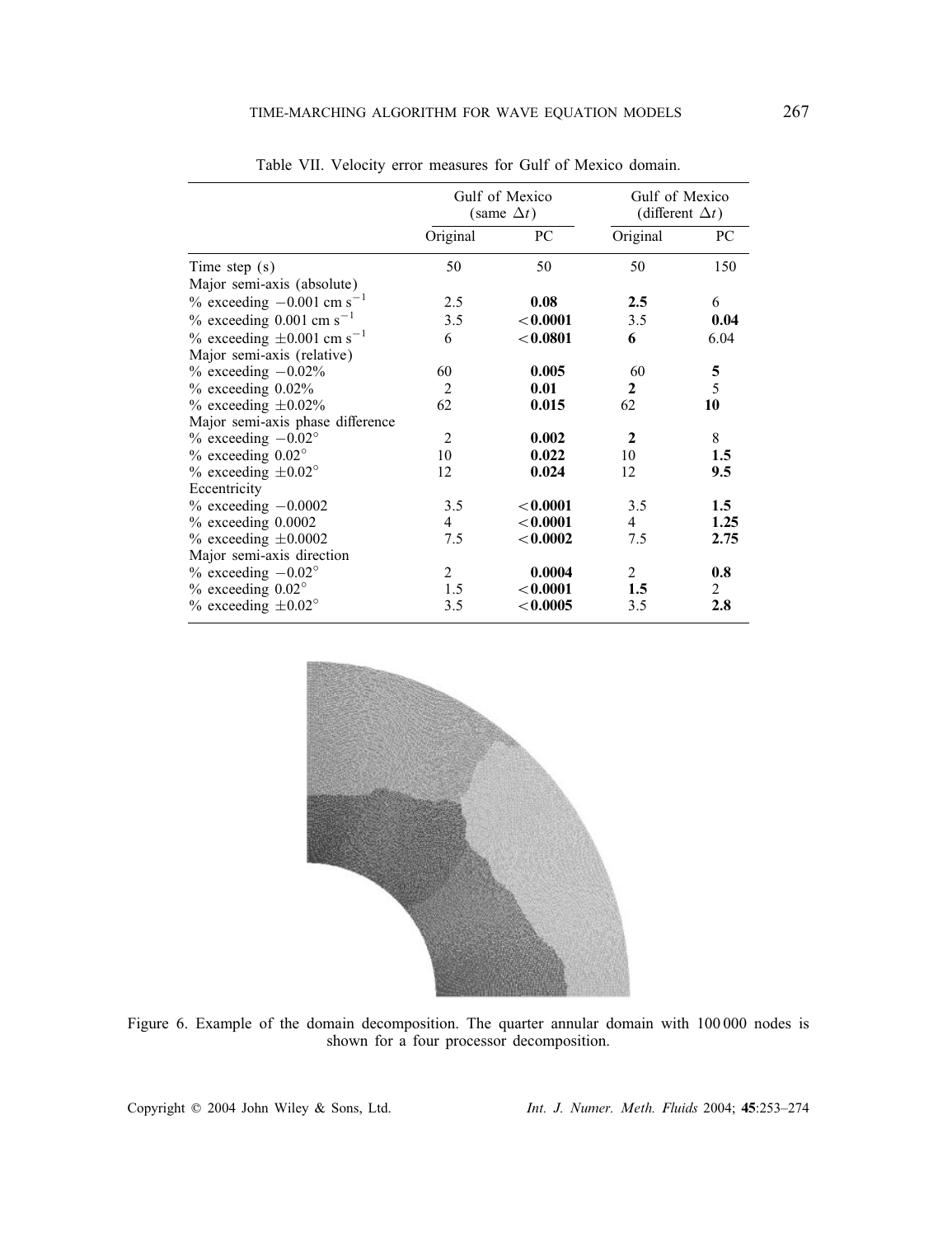Table VII. Velocity error measures for Gulf of Mexico domain.

| | Gulf of Mexico (same $\Delta t$) | | Gulf of Mexico (different $\Delta t$) | |
|---|---|---|---|---|
| | Original | PC | Original | PC |
| Time step (s) | 50 | 50 | 50 | 150 |
| Major semi-axis (absolute) | | | | |
| % exceeding $-0.001$ cm s$^{-1}$ | 2.5 | **0.08** | **2.5** | 6 |
| % exceeding $0.001$ cm s$^{-1}$ | 3.5 | **<0.0001** | 3.5 | **0.04** |
| % exceeding $\pm 0.001$ cm s$^{-1}$ | 6 | **<0.0801** | **6** | 6.04 |
| Major semi-axis (relative) | | | | |
| % exceeding $-0.02$% | 60 | **0.005** | 60 | **5** |
| % exceeding $0.02$% | 2 | **0.01** | **2** | 5 |
| % exceeding $\pm 0.02$% | 62 | **0.015** | 62 | **10** |
| Major semi-axis phase difference | | | | |
| % exceeding $-0.02^{\circ}$ | 2 | **0.002** | **2** | 8 |
| % exceeding $0.02^{\circ}$ | 10 | **0.022** | 10 | **1.5** |
| % exceeding $\pm 0.02^{\circ}$ | 12 | **0.024** | 12 | **9.5** |
| Eccentricity | | | | |
| % exceeding $-0.0002$ | 3.5 | **<0.0001** | 3.5 | **1.5** |
| % exceeding $0.0002$ | 4 | **<0.0001** | 4 | **1.25** |
| % exceeding $\pm 0.0002$ | 7.5 | **<0.0002** | 7.5 | **2.75** |
| Major semi-axis direction | | | | |
| % exceeding $-0.02^{\circ}$ | 2 | **0.0004** | 2 | **0.8** |
| % exceeding $0.02^{\circ}$ | 1.5 | **<0.0001** | **1.5** | 2 |
| % exceeding $\pm 0.02^{\circ}$ | 3.5 | **<0.0005** | 3.5 | **2.8** |

Figure 6. Example of the domain decomposition. The quarter annular domain with 100 000 nodes is shown for a four processor decomposition.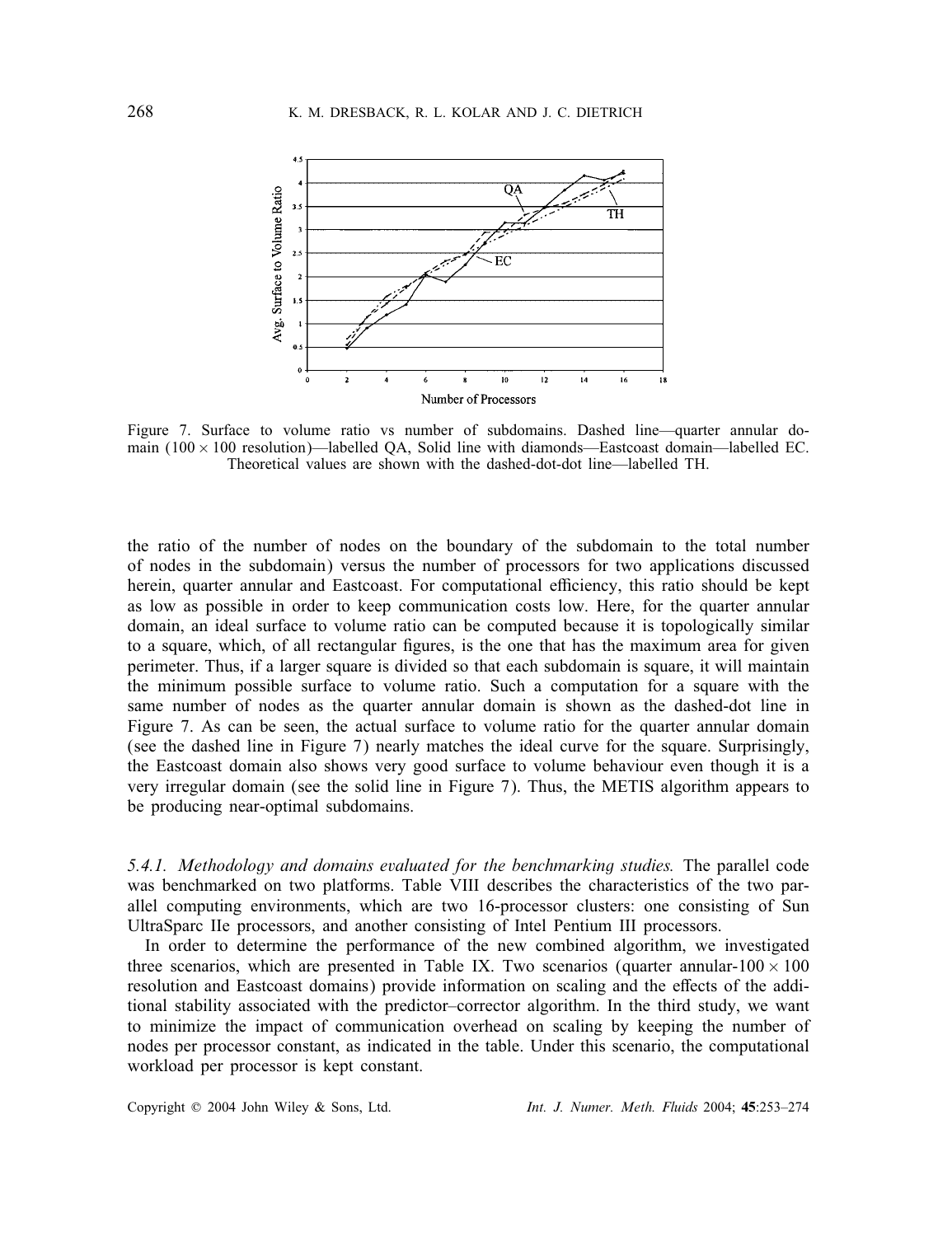Figure 7. Surface to volume ratio vs number of subdomains. Dashed line—quarter annular domain ($100 \times 100$ resolution)—labelled QA, Solid line with diamonds—Eastcoast domain—labelled EC. Theoretical values are shown with the dashed-dot-dot line—labelled TH.

the ratio of the number of nodes on the boundary of the subdomain to the total number of nodes in the subdomain) versus the number of processors for two applications discussed herein, quarter annular and Eastcoast. For computational efficiency, this ratio should be kept as low as possible in order to keep communication costs low. Here, for the quarter annular domain, an ideal surface to volume ratio can be computed because it is topologically similar to a square, which, of all rectangular figures, is the one that has the maximum area for given perimeter. Thus, if a larger square is divided so that each subdomain is square, it will maintain the minimum possible surface to volume ratio. Such a computation for a square with the same number of nodes as the quarter annular domain is shown as the dashed-dot line in Figure 7. As can be seen, the actual surface to volume ratio for the quarter annular domain (see the dashed line in Figure 7) nearly matches the ideal curve for the square. Surprisingly, the Eastcoast domain also shows very good surface to volume behaviour even though it is a very irregular domain (see the solid line in Figure 7). Thus, the METIS algorithm appears to be producing near-optimal subdomains.

*5.4.1. Methodology and domains evaluated for the benchmarking studies.* The parallel code was benchmarked on two platforms. Table VIII describes the characteristics of the two parallel computing environments, which are two 16-processor clusters: one consisting of Sun UltraSparc IIe processors, and another consisting of Intel Pentium III processors.

In order to determine the performance of the new combined algorithm, we investigated three scenarios, which are presented in Table IX. Two scenarios (quarter annular-$100 \times 100$ resolution and Eastcoast domains) provide information on scaling and the effects of the additional stability associated with the predictor–corrector algorithm. In the third study, we want to minimize the impact of communication overhead on scaling by keeping the number of nodes per processor constant, as indicated in the table. Under this scenario, the computational workload per processor is kept constant.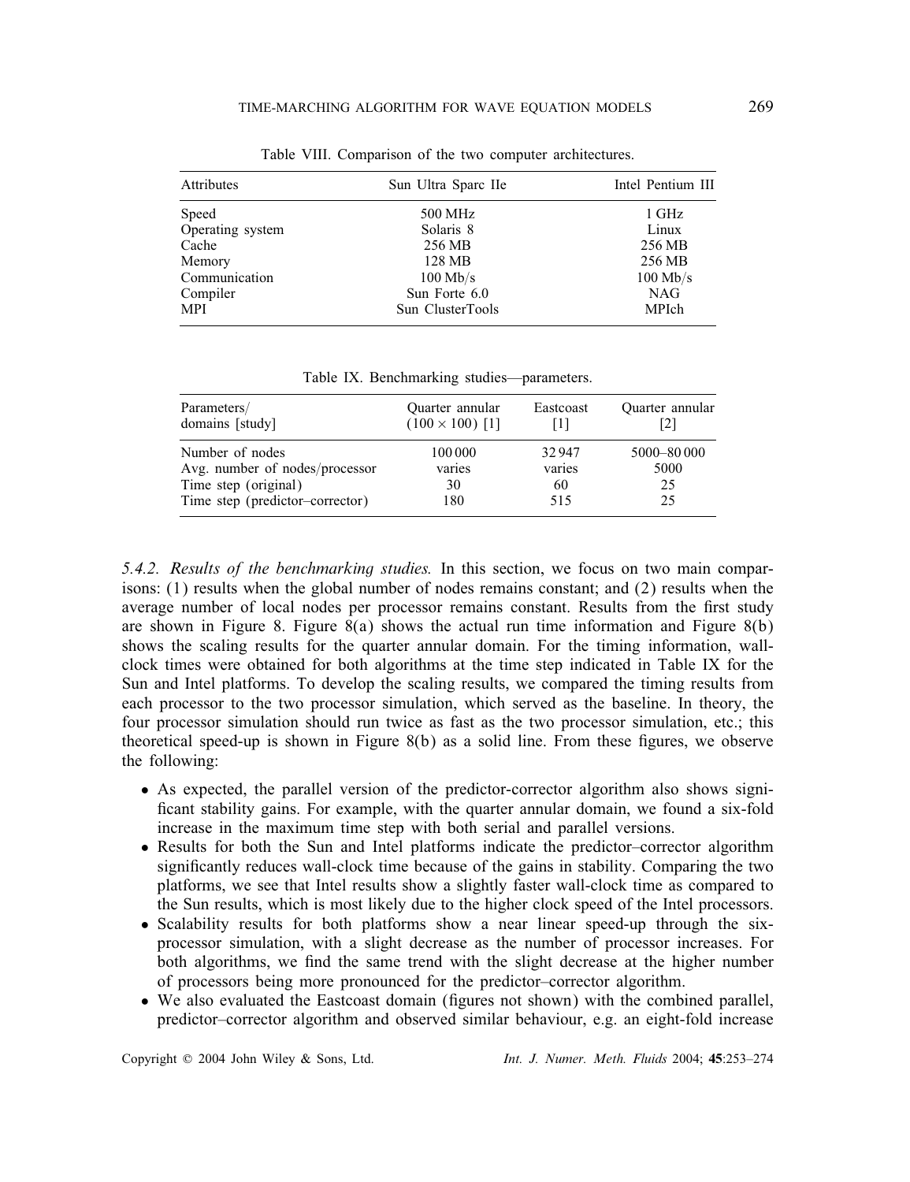Table VIII. Comparison of the two computer architectures.

| Attributes | Sun Ultra Sparc IIe | Intel Pentium III |
| --- | --- | --- |
| Speed | 500 MHz | 1 GHz |
| Operating system | Solaris 8 | Linux |
| Cache | 256 MB | 256 MB |
| Memory | 128 MB | 256 MB |
| Communication | 100 Mb/s | 100 Mb/s |
| Compiler | Sun Forte 6.0 | NAG |
| MPI | Sun ClusterTools | MPIch |

Table IX. Benchmarking studies—parameters.

| Parameters/ domains [study] | Quarter annular $(100 \times 100)$ [1] | Eastcoast [1] | Quarter annular [2] |
| --- | --- | --- | --- |
| Number of nodes | 100 000 | 32 947 | 5000–80 000 |
| Avg. number of nodes/processor | varies | varies | 5000 |
| Time step (original) | 30 | 60 | 25 |
| Time step (predictor–corrector) | 180 | 515 | 25 |

*5.4.2. Results of the benchmarking studies.* In this section, we focus on two main comparisons: (1) results when the global number of nodes remains constant; and (2) results when the average number of local nodes per processor remains constant. Results from the first study are shown in Figure 8. Figure 8(a) shows the actual run time information and Figure 8(b) shows the scaling results for the quarter annular domain. For the timing information, wall-clock times were obtained for both algorithms at the time step indicated in Table IX for the Sun and Intel platforms. To develop the scaling results, we compared the timing results from each processor to the two processor simulation, which served as the baseline. In theory, the four processor simulation should run twice as fast as the two processor simulation, etc.; this theoretical speed-up is shown in Figure 8(b) as a solid line. From these figures, we observe the following:

- As expected, the parallel version of the predictor-corrector algorithm also shows significant stability gains. For example, with the quarter annular domain, we found a six-fold increase in the maximum time step with both serial and parallel versions.
- Results for both the Sun and Intel platforms indicate the predictor–corrector algorithm significantly reduces wall-clock time because of the gains in stability. Comparing the two platforms, we see that Intel results show a slightly faster wall-clock time as compared to the Sun results, which is most likely due to the higher clock speed of the Intel processors.
- Scalability results for both platforms show a near linear speed-up through the six-processor simulation, with a slight decrease as the number of processor increases. For both algorithms, we find the same trend with the slight decrease at the higher number of processors being more pronounced for the predictor–corrector algorithm.
- We also evaluated the Eastcoast domain (figures not shown) with the combined parallel, predictor–corrector algorithm and observed similar behaviour, e.g. an eight-fold increase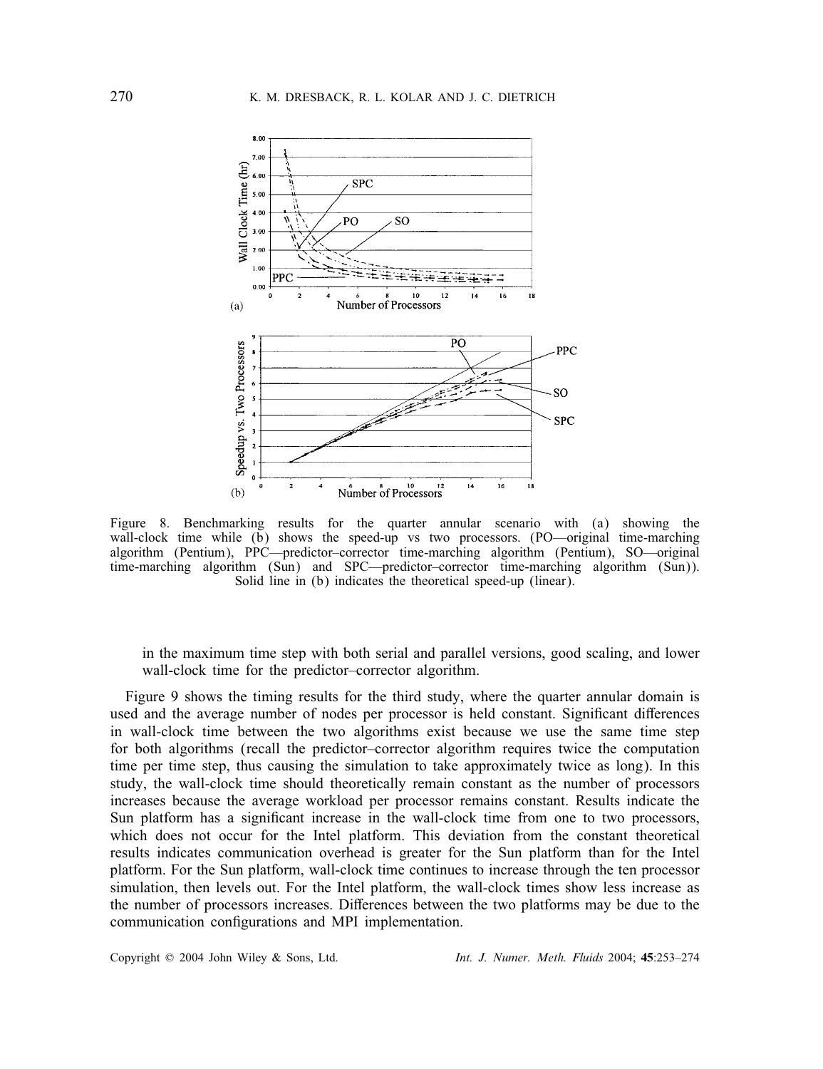Figure 8. Benchmarking results for the quarter annular scenario with (a) showing the wall-clock time while (b) shows the speed-up vs two processors. (PO—original time-marching algorithm (Pentium), PPC—predictor–corrector time-marching algorithm (Pentium), SO—original time-marching algorithm (Sun) and SPC—predictor–corrector time-marching algorithm (Sun)). Solid line in (b) indicates the theoretical speed-up (linear).

in the maximum time step with both serial and parallel versions, good scaling, and lower wall-clock time for the predictor–corrector algorithm.

Figure 9 shows the timing results for the third study, where the quarter annular domain is used and the average number of nodes per processor is held constant. Significant differences in wall-clock time between the two algorithms exist because we use the same time step for both algorithms (recall the predictor–corrector algorithm requires twice the computation time per time step, thus causing the simulation to take approximately twice as long). In this study, the wall-clock time should theoretically remain constant as the number of processors increases because the average workload per processor remains constant. Results indicate the Sun platform has a significant increase in the wall-clock time from one to two processors, which does not occur for the Intel platform. This deviation from the constant theoretical results indicates communication overhead is greater for the Sun platform than for the Intel platform. For the Sun platform, wall-clock time continues to increase through the ten processor simulation, then levels out. For the Intel platform, the wall-clock times show less increase as the number of processors increases. Differences between the two platforms may be due to the communication configurations and MPI implementation.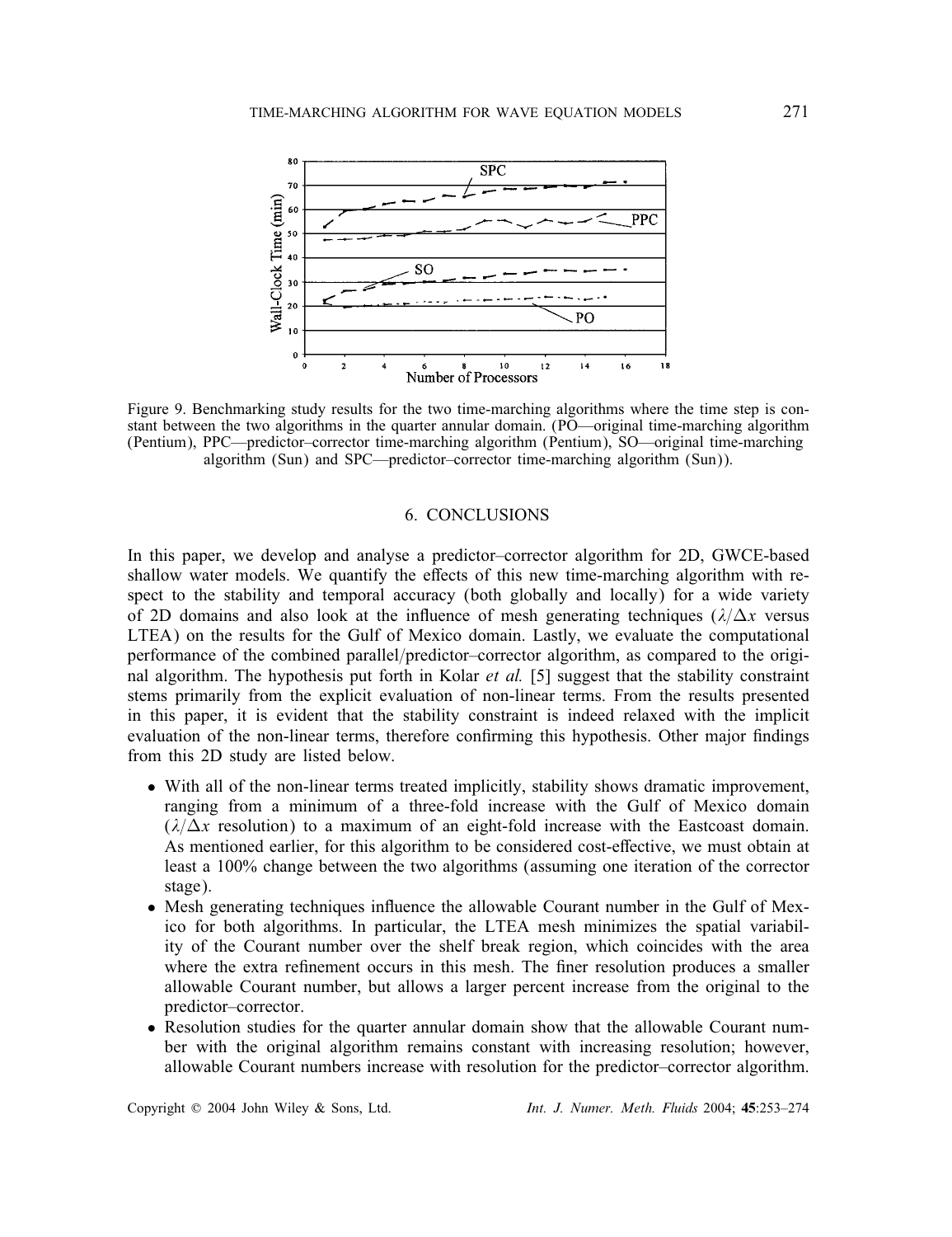Figure 9. Benchmarking study results for the two time-marching algorithms where the time step is constant between the two algorithms in the quarter annular domain. (PO—original time-marching algorithm (Pentium), PPC—predictor–corrector time-marching algorithm (Pentium), SO—original time-marching algorithm (Sun) and SPC—predictor–corrector time-marching algorithm (Sun)).

## 6. CONCLUSIONS

In this paper, we develop and analyse a predictor–corrector algorithm for 2D, GWCE-based shallow water models. We quantify the effects of this new time-marching algorithm with respect to the stability and temporal accuracy (both globally and locally) for a wide variety of 2D domains and also look at the influence of mesh generating techniques ($\lambda/\Delta x$ versus LTEA) on the results for the Gulf of Mexico domain. Lastly, we evaluate the computational performance of the combined parallel/predictor–corrector algorithm, as compared to the original algorithm. The hypothesis put forth in Kolar *et al.* [5] suggest that the stability constraint stems primarily from the explicit evaluation of non-linear terms. From the results presented in this paper, it is evident that the stability constraint is indeed relaxed with the implicit evaluation of the non-linear terms, therefore confirming this hypothesis. Other major findings from this 2D study are listed below.

- With all of the non-linear terms treated implicitly, stability shows dramatic improvement, ranging from a minimum of a three-fold increase with the Gulf of Mexico domain ($\lambda/\Delta x$ resolution) to a maximum of an eight-fold increase with the Eastcoast domain. As mentioned earlier, for this algorithm to be considered cost-effective, we must obtain at least a 100% change between the two algorithms (assuming one iteration of the corrector stage).
- Mesh generating techniques influence the allowable Courant number in the Gulf of Mexico for both algorithms. In particular, the LTEA mesh minimizes the spatial variability of the Courant number over the shelf break region, which coincides with the area where the extra refinement occurs in this mesh. The finer resolution produces a smaller allowable Courant number, but allows a larger percent increase from the original to the predictor–corrector.
- Resolution studies for the quarter annular domain show that the allowable Courant number with the original algorithm remains constant with increasing resolution; however, allowable Courant numbers increase with resolution for the predictor–corrector algorithm.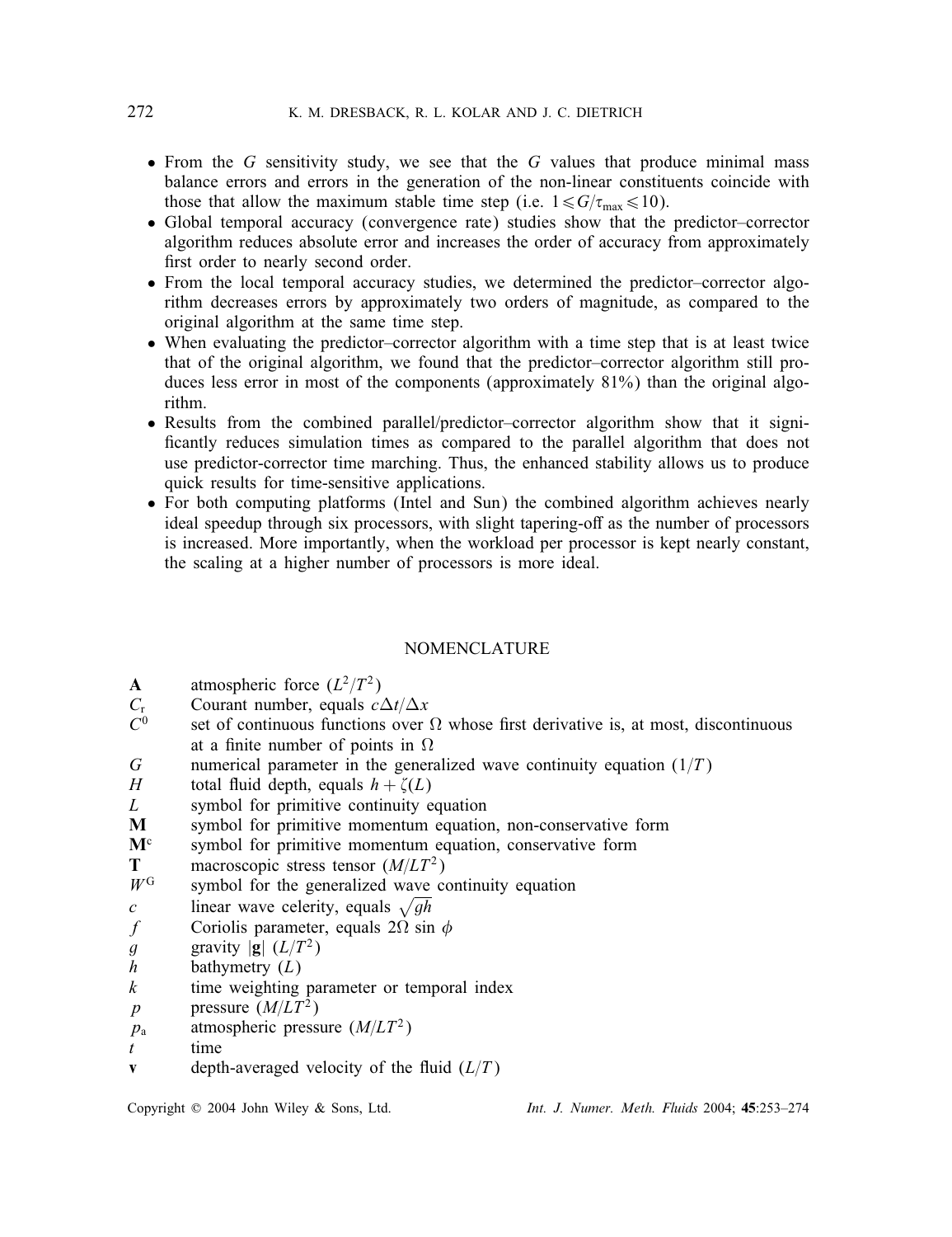- From the $G$ sensitivity study, we see that the $G$ values that produce minimal mass balance errors and errors in the generation of the non-linear constituents coincide with those that allow the maximum stable time step (i.e. $1 \leqslant G/\tau_{\max} \leqslant 10$).
- Global temporal accuracy (convergence rate) studies show that the predictor–corrector algorithm reduces absolute error and increases the order of accuracy from approximately first order to nearly second order.
- From the local temporal accuracy studies, we determined the predictor–corrector algorithm decreases errors by approximately two orders of magnitude, as compared to the original algorithm at the same time step.
- When evaluating the predictor–corrector algorithm with a time step that is at least twice that of the original algorithm, we found that the predictor–corrector algorithm still produces less error in most of the components (approximately 81%) than the original algorithm.
- Results from the combined parallel/predictor–corrector algorithm show that it significantly reduces simulation times as compared to the parallel algorithm that does not use predictor-corrector time marching. Thus, the enhanced stability allows us to produce quick results for time-sensitive applications.
- For both computing platforms (Intel and Sun) the combined algorithm achieves nearly ideal speedup through six processors, with slight tapering-off as the number of processors is increased. More importantly, when the workload per processor is kept nearly constant, the scaling at a higher number of processors is more ideal.

## NOMENCLATURE

| | |
|---|---|
| $\mathbf{A}$ | atmospheric force $(L^2/T^2)$ |
| $C_r$ | Courant number, equals $c\Delta t/\Delta x$ |
| $C^0$ | set of continuous functions over $\Omega$ whose first derivative is, at most, discontinuous at a finite number of points in $\Omega$ |
| $G$ | numerical parameter in the generalized wave continuity equation $(1/T)$ |
| $H$ | total fluid depth, equals $h + \zeta(L)$ |
| $L$ | symbol for primitive continuity equation |
| $\mathbf{M}$ | symbol for primitive momentum equation, non-conservative form |
| $\mathbf{M}^c$ | symbol for primitive momentum equation, conservative form |
| $\mathbf{T}$ | macroscopic stress tensor $(M/LT^2)$ |
| $W^G$ | symbol for the generalized wave continuity equation |
| $c$ | linear wave celerity, equals $\sqrt{gh}$ |
| $f$ | Coriolis parameter, equals $2\Omega \sin \phi$ |
| $g$ | gravity $\lvert\mathbf{g}\rvert$ $(L/T^2)$ |
| $h$ | bathymetry $(L)$ |
| $k$ | time weighting parameter or temporal index |
| $p$ | pressure $(M/LT^2)$ |
| $p_a$ | atmospheric pressure $(M/LT^2)$ |
| $t$ | time |
| $\mathbf{v}$ | depth-averaged velocity of the fluid $(L/T)$ |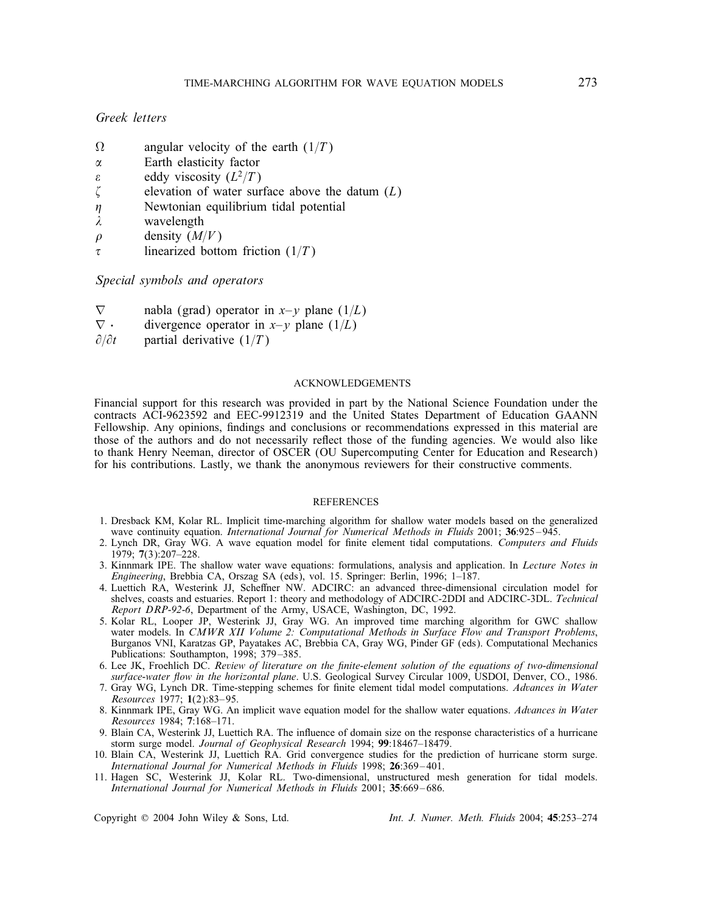*Greek letters*

| | |
|---|---|
| $\Omega$ | angular velocity of the earth $(1/T)$ |
| $\alpha$ | Earth elasticity factor |
| $\varepsilon$ | eddy viscosity $(L^2/T)$ |
| $\zeta$ | elevation of water surface above the datum $(L)$ |
| $\eta$ | Newtonian equilibrium tidal potential |
| $\lambda$ | wavelength |
| $\rho$ | density $(M/V)$ |
| $\tau$ | linearized bottom friction $(1/T)$ |

*Special symbols and operators*

| | |
|---|---|
| $\nabla$ | nabla (grad) operator in $x$–$y$ plane $(1/L)$ |
| $\nabla \cdot$ | divergence operator in $x$–$y$ plane $(1/L)$ |
| $\partial/\partial t$ | partial derivative $(1/T)$ |

## ACKNOWLEDGEMENTS

Financial support for this research was provided in part by the National Science Foundation under the contracts ACI-9623592 and EEC-9912319 and the United States Department of Education GAANN Fellowship. Any opinions, findings and conclusions or recommendations expressed in this material are those of the authors and do not necessarily reflect those of the funding agencies. We would also like to thank Henry Neeman, director of OSCER (OU Supercomputing Center for Education and Research) for his contributions. Lastly, we thank the anonymous reviewers for their constructive comments.

## REFERENCES

1. Dresback KM, Kolar RL. Implicit time-marching algorithm for shallow water models based on the generalized wave continuity equation. *International Journal for Numerical Methods in Fluids* 2001; **36**:925–945.
2. Lynch DR, Gray WG. A wave equation model for finite element tidal computations. *Computers and Fluids* 1979; **7**(3):207–228.
3. Kinnmark IPE. The shallow water wave equations: formulations, analysis and application. In *Lecture Notes in Engineering*, Brebbia CA, Orszag SA (eds), vol. 15. Springer: Berlin, 1996; 1–187.
4. Luettich RA, Westerink JJ, Scheffner NW. ADCIRC: an advanced three-dimensional circulation model for shelves, coasts and estuaries. Report 1: theory and methodology of ADCIRC-2DDI and ADCIRC-3DL. *Technical Report DRP-92-6*, Department of the Army, USACE, Washington, DC, 1992.
5. Kolar RL, Looper JP, Westerink JJ, Gray WG. An improved time marching algorithm for GWC shallow water models. In *CMWR XII Volume 2: Computational Methods in Surface Flow and Transport Problems*, Burganos VNI, Karatzas GP, Payatakes AC, Brebbia CA, Gray WG, Pinder GF (eds). Computational Mechanics Publications: Southampton, 1998; 379–385.
6. Lee JK, Froehlich DC. *Review of literature on the finite-element solution of the equations of two-dimensional surface-water flow in the horizontal plane*. U.S. Geological Survey Circular 1009, USDOI, Denver, CO., 1986.
7. Gray WG, Lynch DR. Time-stepping schemes for finite element tidal model computations. *Advances in Water Resources* 1977; **1**(2):83–95.
8. Kinnmark IPE, Gray WG. An implicit wave equation model for the shallow water equations. *Advances in Water Resources* 1984; **7**:168–171.
9. Blain CA, Westerink JJ, Luettich RA. The influence of domain size on the response characteristics of a hurricane storm surge model. *Journal of Geophysical Research* 1994; **99**:18467–18479.
10. Blain CA, Westerink JJ, Luettich RA. Grid convergence studies for the prediction of hurricane storm surge. *International Journal for Numerical Methods in Fluids* 1998; **26**:369–401.
11. Hagen SC, Westerink JJ, Kolar RL. Two-dimensional, unstructured mesh generation for tidal models. *International Journal for Numerical Methods in Fluids* 2001; **35**:669–686.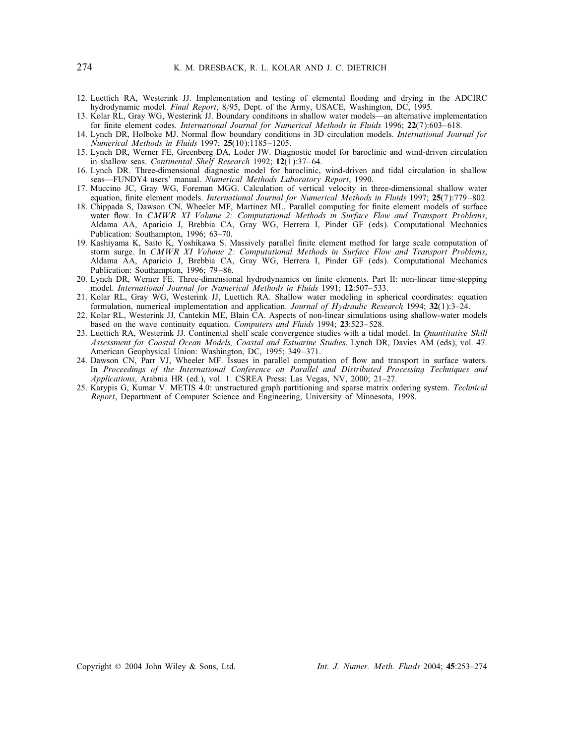12. Luettich RA, Westerink JJ. Implementation and testing of elemental flooding and drying in the ADCIRC hydrodynamic model. *Final Report*, 8/95, Dept. of the Army, USACE, Washington, DC, 1995.
13. Kolar RL, Gray WG, Westerink JJ. Boundary conditions in shallow water models—an alternative implementation for finite element codes. *International Journal for Numerical Methods in Fluids* 1996; **22**(7):603–618.
14. Lynch DR, Holboke MJ. Normal flow boundary conditions in 3D circulation models. *International Journal for Numerical Methods in Fluids* 1997; **25**(10):1185–1205.
15. Lynch DR, Werner FE, Greenberg DA, Loder JW. Diagnostic model for baroclinic and wind-driven circulation in shallow seas. *Continental Shelf Research* 1992; **12**(1):37–64.
16. Lynch DR. Three-dimensional diagnostic model for baroclinic, wind-driven and tidal circulation in shallow seas—FUNDY4 users' manual. *Numerical Methods Laboratory Report*, 1990.
17. Muccino JC, Gray WG, Foreman MGG. Calculation of vertical velocity in three-dimensional shallow water equation, finite element models. *International Journal for Numerical Methods in Fluids* 1997; **25**(7):779–802.
18. Chippada S, Dawson CN, Wheeler MF, Martinez ML. Parallel computing for finite element models of surface water flow. In *CMWR XI Volume 2: Computational Methods in Surface Flow and Transport Problems*, Aldama AA, Aparicio J, Brebbia CA, Gray WG, Herrera I, Pinder GF (eds). Computational Mechanics Publication: Southampton, 1996; 63–70.
19. Kashiyama K, Saito K, Yoshikawa S. Massively parallel finite element method for large scale computation of storm surge. In *CMWR XI Volume 2: Computational Methods in Surface Flow and Transport Problems*, Aldama AA, Aparicio J, Brebbia CA, Gray WG, Herrera I, Pinder GF (eds). Computational Mechanics Publication: Southampton, 1996; 79–86.
20. Lynch DR, Werner FE. Three-dimensional hydrodynamics on finite elements. Part II: non-linear time-stepping model. *International Journal for Numerical Methods in Fluids* 1991; **12**:507–533.
21. Kolar RL, Gray WG, Westerink JJ, Luettich RA. Shallow water modeling in spherical coordinates: equation formulation, numerical implementation and application. *Journal of Hydraulic Research* 1994; **32**(1):3–24.
22. Kolar RL, Westerink JJ, Cantekin ME, Blain CA. Aspects of non-linear simulations using shallow-water models based on the wave continuity equation. *Computers and Fluids* 1994; **23**:523–528.
23. Luettich RA, Westerink JJ. Continental shelf scale convergence studies with a tidal model. In *Quantitative Skill Assessment for Coastal Ocean Models, Coastal and Estuarine Studies*. Lynch DR, Davies AM (eds), vol. 47. American Geophysical Union: Washington, DC, 1995; 349–371.
24. Dawson CN, Parr VJ, Wheeler MF. Issues in parallel computation of flow and transport in surface waters. In *Proceedings of the International Conference on Parallel and Distributed Processing Techniques and Applications*, Arabnia HR (ed.), vol. 1. CSREA Press: Las Vegas, NV, 2000; 21–27.
25. Karypis G, Kumar V. METIS 4.0: unstructured graph partitioning and sparse matrix ordering system. *Technical Report*, Department of Computer Science and Engineering, University of Minnesota, 1998.